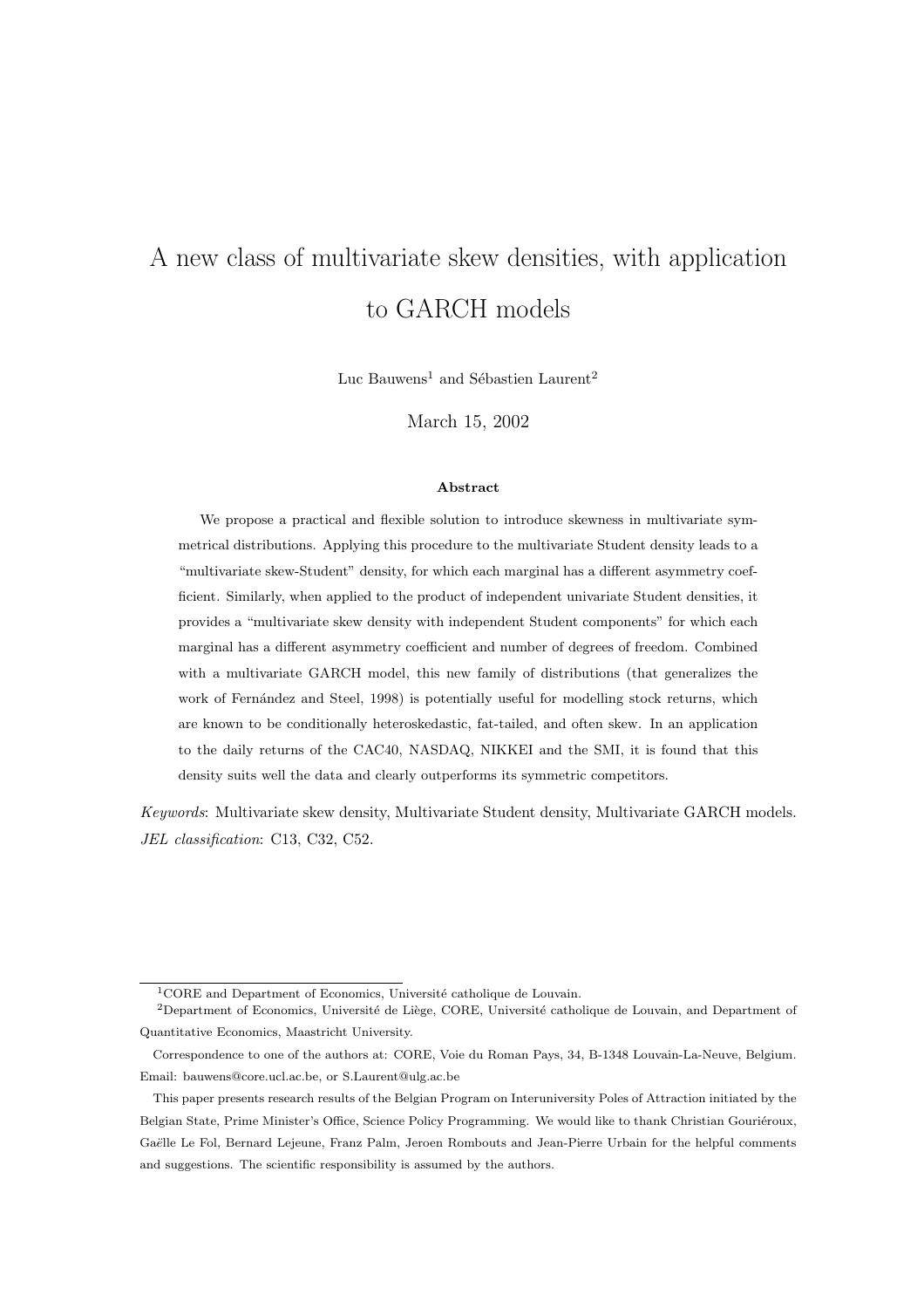# A new class of multivariate skew densities, with application to GARCH models

Luc Bauwens[1] and Sébastien Laurent[2]

March 15, 2002

**Abstract**

We propose a practical and flexible solution to introduce skewness in multivariate symmetrical distributions. Applying this procedure to the multivariate Student density leads to a "multivariate skew-Student" density, for which each marginal has a different asymmetry coefficient. Similarly, when applied to the product of independent univariate Student densities, it provides a "multivariate skew density with independent Student components" for which each marginal has a different asymmetry coefficient and number of degrees of freedom. Combined with a multivariate GARCH model, this new family of distributions (that generalizes the work of Fernández and Steel, 1998) is potentially useful for modelling stock returns, which are known to be conditionally heteroskedastic, fat-tailed, and often skew. In an application to the daily returns of the CAC40, NASDAQ, NIKKEI and the SMI, it is found that this density suits well the data and clearly outperforms its symmetric competitors.

*Keywords*: Multivariate skew density, Multivariate Student density, Multivariate GARCH models.
*JEL classification*: C13, C32, C52.

---

[1] CORE and Department of Economics, Université catholique de Louvain.

[2] Department of Economics, Université de Liège, CORE, Université catholique de Louvain, and Department of Quantitative Economics, Maastricht University.

Correspondence to one of the authors at: CORE, Voie du Roman Pays, 34, B-1348 Louvain-La-Neuve, Belgium. Email: bauwens@core.ucl.ac.be, or S.Laurent@ulg.ac.be

This paper presents research results of the Belgian Program on Interuniversity Poles of Attraction initiated by the Belgian State, Prime Minister's Office, Science Policy Programming. We would like to thank Christian Gouriéroux, Gaëlle Le Fol, Bernard Lejeune, Franz Palm, Jeroen Rombouts and Jean-Pierre Urbain for the helpful comments and suggestions. The scientific responsibility is assumed by the authors.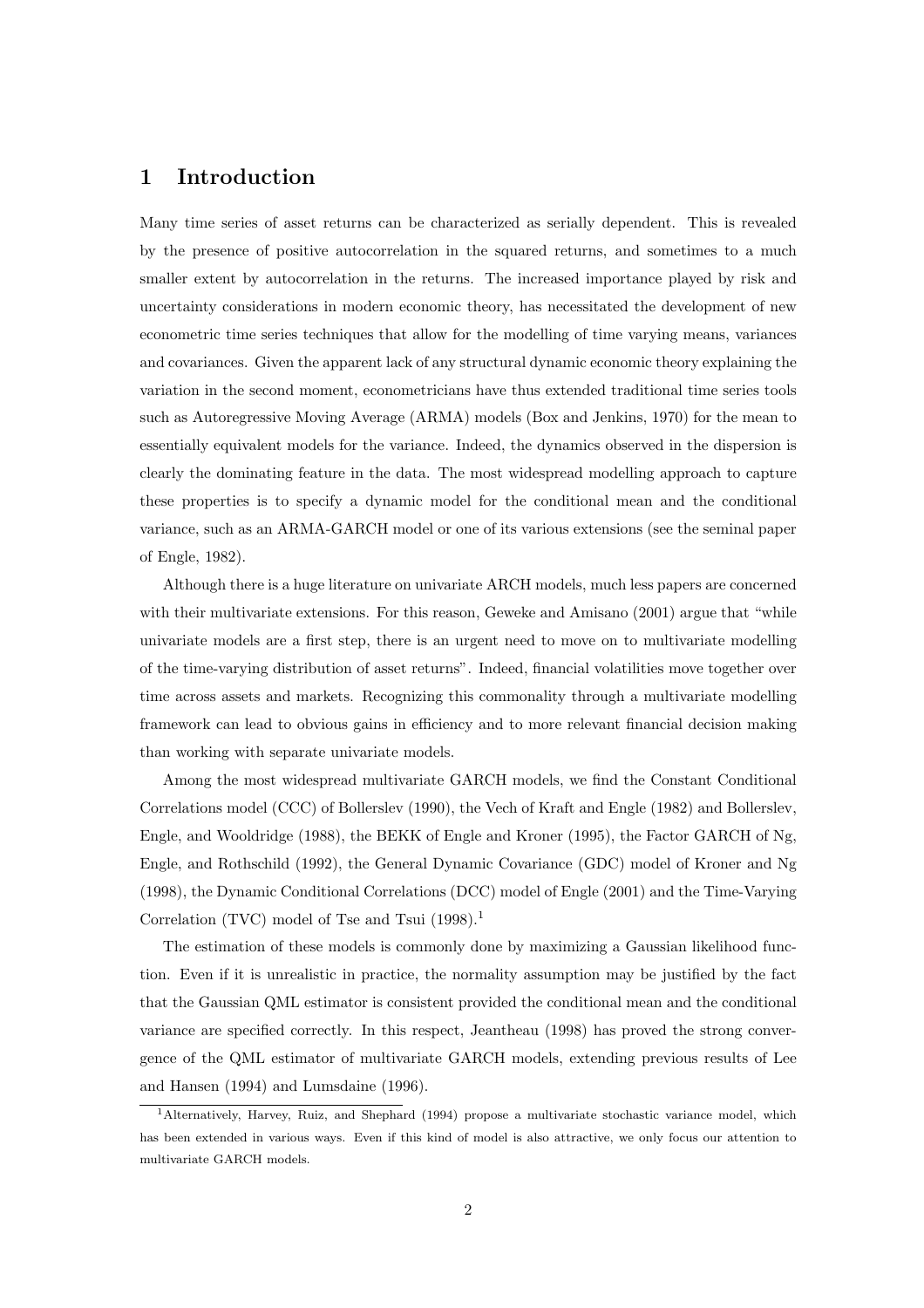# 1 Introduction

Many time series of asset returns can be characterized as serially dependent. This is revealed by the presence of positive autocorrelation in the squared returns, and sometimes to a much smaller extent by autocorrelation in the returns. The increased importance played by risk and uncertainty considerations in modern economic theory, has necessitated the development of new econometric time series techniques that allow for the modelling of time varying means, variances and covariances. Given the apparent lack of any structural dynamic economic theory explaining the variation in the second moment, econometricians have thus extended traditional time series tools such as Autoregressive Moving Average (ARMA) models (Box and Jenkins, 1970) for the mean to essentially equivalent models for the variance. Indeed, the dynamics observed in the dispersion is clearly the dominating feature in the data. The most widespread modelling approach to capture these properties is to specify a dynamic model for the conditional mean and the conditional variance, such as an ARMA-GARCH model or one of its various extensions (see the seminal paper of Engle, 1982).

Although there is a huge literature on univariate ARCH models, much less papers are concerned with their multivariate extensions. For this reason, Geweke and Amisano (2001) argue that "while univariate models are a first step, there is an urgent need to move on to multivariate modelling of the time-varying distribution of asset returns". Indeed, financial volatilities move together over time across assets and markets. Recognizing this commonality through a multivariate modelling framework can lead to obvious gains in efficiency and to more relevant financial decision making than working with separate univariate models.

Among the most widespread multivariate GARCH models, we find the Constant Conditional Correlations model (CCC) of Bollerslev (1990), the Vech of Kraft and Engle (1982) and Bollerslev, Engle, and Wooldridge (1988), the BEKK of Engle and Kroner (1995), the Factor GARCH of Ng, Engle, and Rothschild (1992), the General Dynamic Covariance (GDC) model of Kroner and Ng (1998), the Dynamic Conditional Correlations (DCC) model of Engle (2001) and the Time-Varying Correlation (TVC) model of Tse and Tsui (1998).[1]

The estimation of these models is commonly done by maximizing a Gaussian likelihood function. Even if it is unrealistic in practice, the normality assumption may be justified by the fact that the Gaussian QML estimator is consistent provided the conditional mean and the conditional variance are specified correctly. In this respect, Jeantheau (1998) has proved the strong convergence of the QML estimator of multivariate GARCH models, extending previous results of Lee and Hansen (1994) and Lumsdaine (1996).

[1] Alternatively, Harvey, Ruiz, and Shephard (1994) propose a multivariate stochastic variance model, which has been extended in various ways. Even if this kind of model is also attractive, we only focus our attention to multivariate GARCH models.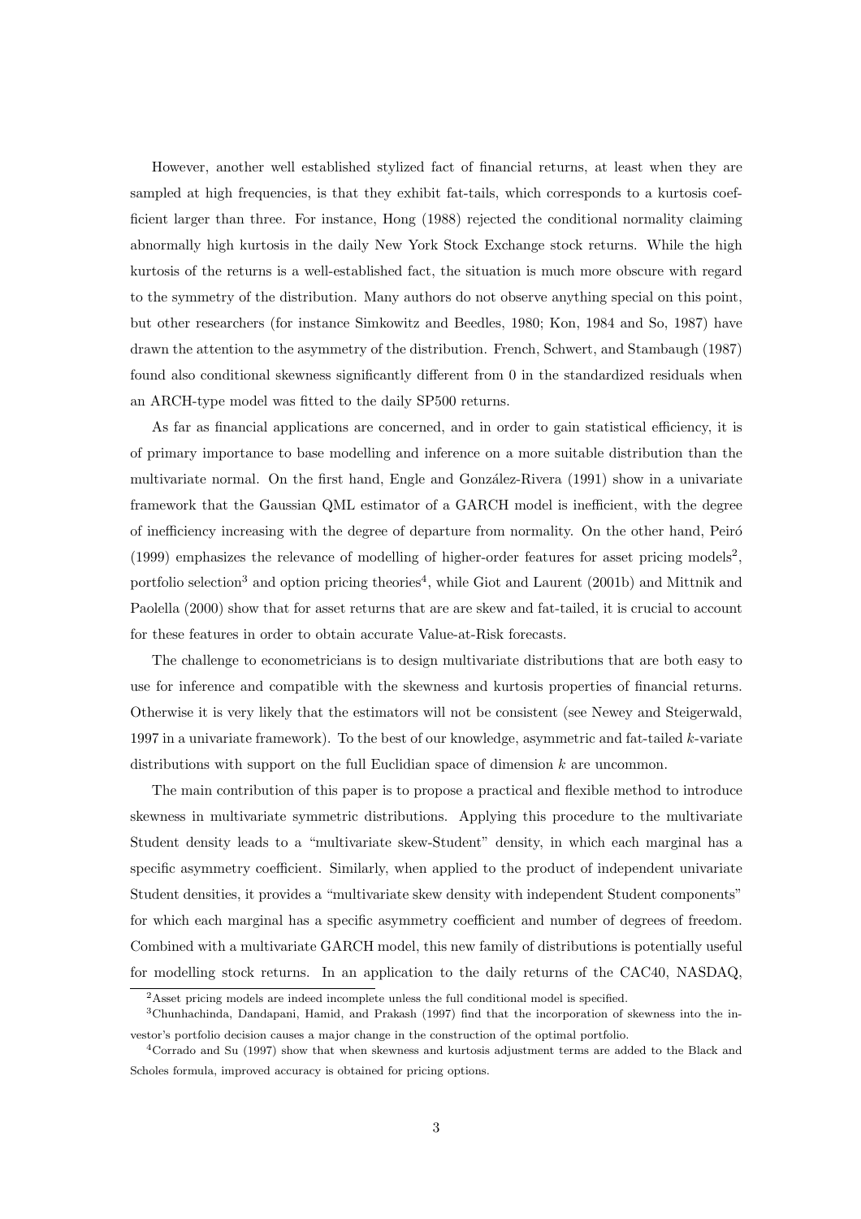However, another well established stylized fact of financial returns, at least when they are sampled at high frequencies, is that they exhibit fat-tails, which corresponds to a kurtosis coefficient larger than three. For instance, Hong (1988) rejected the conditional normality claiming abnormally high kurtosis in the daily New York Stock Exchange stock returns. While the high kurtosis of the returns is a well-established fact, the situation is much more obscure with regard to the symmetry of the distribution. Many authors do not observe anything special on this point, but other researchers (for instance Simkowitz and Beedles, 1980; Kon, 1984 and So, 1987) have drawn the attention to the asymmetry of the distribution. French, Schwert, and Stambaugh (1987) found also conditional skewness significantly different from 0 in the standardized residuals when an ARCH-type model was fitted to the daily SP500 returns.

As far as financial applications are concerned, and in order to gain statistical efficiency, it is of primary importance to base modelling and inference on a more suitable distribution than the multivariate normal. On the first hand, Engle and González-Rivera (1991) show in a univariate framework that the Gaussian QML estimator of a GARCH model is inefficient, with the degree of inefficiency increasing with the degree of departure from normality. On the other hand, Peiró (1999) emphasizes the relevance of modelling of higher-order features for asset pricing models[2], portfolio selection[3] and option pricing theories[4], while Giot and Laurent (2001b) and Mittnik and Paolella (2000) show that for asset returns that are are skew and fat-tailed, it is crucial to account for these features in order to obtain accurate Value-at-Risk forecasts.

The challenge to econometricians is to design multivariate distributions that are both easy to use for inference and compatible with the skewness and kurtosis properties of financial returns. Otherwise it is very likely that the estimators will not be consistent (see Newey and Steigerwald, 1997 in a univariate framework). To the best of our knowledge, asymmetric and fat-tailed $k$-variate distributions with support on the full Euclidian space of dimension $k$ are uncommon.

The main contribution of this paper is to propose a practical and flexible method to introduce skewness in multivariate symmetric distributions. Applying this procedure to the multivariate Student density leads to a "multivariate skew-Student" density, in which each marginal has a specific asymmetry coefficient. Similarly, when applied to the product of independent univariate Student densities, it provides a "multivariate skew density with independent Student components" for which each marginal has a specific asymmetry coefficient and number of degrees of freedom. Combined with a multivariate GARCH model, this new family of distributions is potentially useful for modelling stock returns. In an application to the daily returns of the CAC40, NASDAQ,

[2]Asset pricing models are indeed incomplete unless the full conditional model is specified.

[3]Chunhachinda, Dandapani, Hamid, and Prakash (1997) find that the incorporation of skewness into the investor's portfolio decision causes a major change in the construction of the optimal portfolio.

[4]Corrado and Su (1997) show that when skewness and kurtosis adjustment terms are added to the Black and Scholes formula, improved accuracy is obtained for pricing options.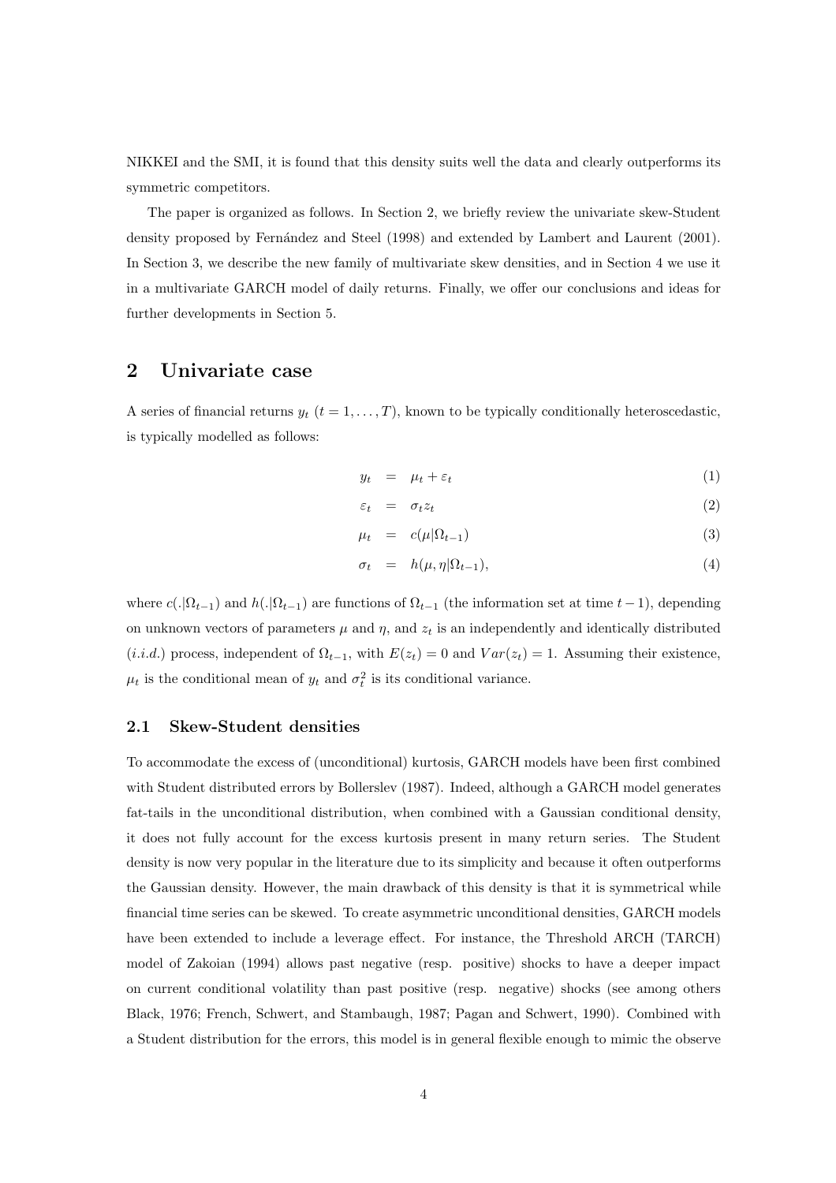NIKKEI and the SMI, it is found that this density suits well the data and clearly outperforms its symmetric competitors.

The paper is organized as follows. In Section 2, we briefly review the univariate skew-Student density proposed by Fernández and Steel (1998) and extended by Lambert and Laurent (2001). In Section 3, we describe the new family of multivariate skew densities, and in Section 4 we use it in a multivariate GARCH model of daily returns. Finally, we offer our conclusions and ideas for further developments in Section 5.

## 2 Univariate case

A series of financial returns $y_t$ $(t = 1, \ldots, T)$, known to be typically conditionally heteroscedastic, is typically modelled as follows:

$$
\begin{aligned}
y_t &= \mu_t + \varepsilon_t && (1)\\
\varepsilon_t &= \sigma_t z_t && (2)\\
\mu_t &= c(\mu|\Omega_{t-1}) && (3)\\
\sigma_t &= h(\mu, \eta|\Omega_{t-1}), && (4)
\end{aligned}
$$

where $c(.|\Omega_{t-1})$ and $h(.|\Omega_{t-1})$ are functions of $\Omega_{t-1}$ (the information set at time $t-1$), depending on unknown vectors of parameters $\mu$ and $\eta$, and $z_t$ is an independently and identically distributed (*i.i.d.*) process, independent of $\Omega_{t-1}$, with $E(z_t) = 0$ and $Var(z_t) = 1$. Assuming their existence, $\mu_t$ is the conditional mean of $y_t$ and $\sigma_t^2$ is its conditional variance.

### 2.1 Skew-Student densities

To accommodate the excess of (unconditional) kurtosis, GARCH models have been first combined with Student distributed errors by Bollerslev (1987). Indeed, although a GARCH model generates fat-tails in the unconditional distribution, when combined with a Gaussian conditional density, it does not fully account for the excess kurtosis present in many return series. The Student density is now very popular in the literature due to its simplicity and because it often outperforms the Gaussian density. However, the main drawback of this density is that it is symmetrical while financial time series can be skewed. To create asymmetric unconditional densities, GARCH models have been extended to include a leverage effect. For instance, the Threshold ARCH (TARCH) model of Zakoian (1994) allows past negative (resp. positive) shocks to have a deeper impact on current conditional volatility than past positive (resp. negative) shocks (see among others Black, 1976; French, Schwert, and Stambaugh, 1987; Pagan and Schwert, 1990). Combined with a Student distribution for the errors, this model is in general flexible enough to mimic the observe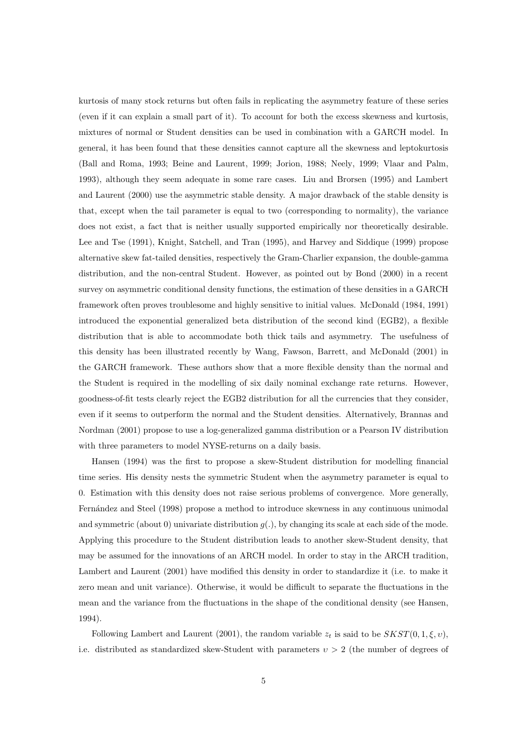kurtosis of many stock returns but often fails in replicating the asymmetry feature of these series (even if it can explain a small part of it). To account for both the excess skewness and kurtosis, mixtures of normal or Student densities can be used in combination with a GARCH model. In general, it has been found that these densities cannot capture all the skewness and leptokurtosis (Ball and Roma, 1993; Beine and Laurent, 1999; Jorion, 1988; Neely, 1999; Vlaar and Palm, 1993), although they seem adequate in some rare cases. Liu and Brorsen (1995) and Lambert and Laurent (2000) use the asymmetric stable density. A major drawback of the stable density is that, except when the tail parameter is equal to two (corresponding to normality), the variance does not exist, a fact that is neither usually supported empirically nor theoretically desirable. Lee and Tse (1991), Knight, Satchell, and Tran (1995), and Harvey and Siddique (1999) propose alternative skew fat-tailed densities, respectively the Gram-Charlier expansion, the double-gamma distribution, and the non-central Student. However, as pointed out by Bond (2000) in a recent survey on asymmetric conditional density functions, the estimation of these densities in a GARCH framework often proves troublesome and highly sensitive to initial values. McDonald (1984, 1991) introduced the exponential generalized beta distribution of the second kind (EGB2), a flexible distribution that is able to accommodate both thick tails and asymmetry. The usefulness of this density has been illustrated recently by Wang, Fawson, Barrett, and McDonald (2001) in the GARCH framework. These authors show that a more flexible density than the normal and the Student is required in the modelling of six daily nominal exchange rate returns. However, goodness-of-fit tests clearly reject the EGB2 distribution for all the currencies that they consider, even if it seems to outperform the normal and the Student densities. Alternatively, Brannas and Nordman (2001) propose to use a log-generalized gamma distribution or a Pearson IV distribution with three parameters to model NYSE-returns on a daily basis.

Hansen (1994) was the first to propose a skew-Student distribution for modelling financial time series. His density nests the symmetric Student when the asymmetry parameter is equal to 0. Estimation with this density does not raise serious problems of convergence. More generally, Fernández and Steel (1998) propose a method to introduce skewness in any continuous unimodal and symmetric (about 0) univariate distribution $g(.)$, by changing its scale at each side of the mode. Applying this procedure to the Student distribution leads to another skew-Student density, that may be assumed for the innovations of an ARCH model. In order to stay in the ARCH tradition, Lambert and Laurent (2001) have modified this density in order to standardize it (i.e. to make it zero mean and unit variance). Otherwise, it would be difficult to separate the fluctuations in the mean and the variance from the fluctuations in the shape of the conditional density (see Hansen, 1994).

Following Lambert and Laurent (2001), the random variable $z_t$ is said to be $SKST(0, 1, \xi, \upsilon)$, i.e. distributed as standardized skew-Student with parameters $\upsilon > 2$ (the number of degrees of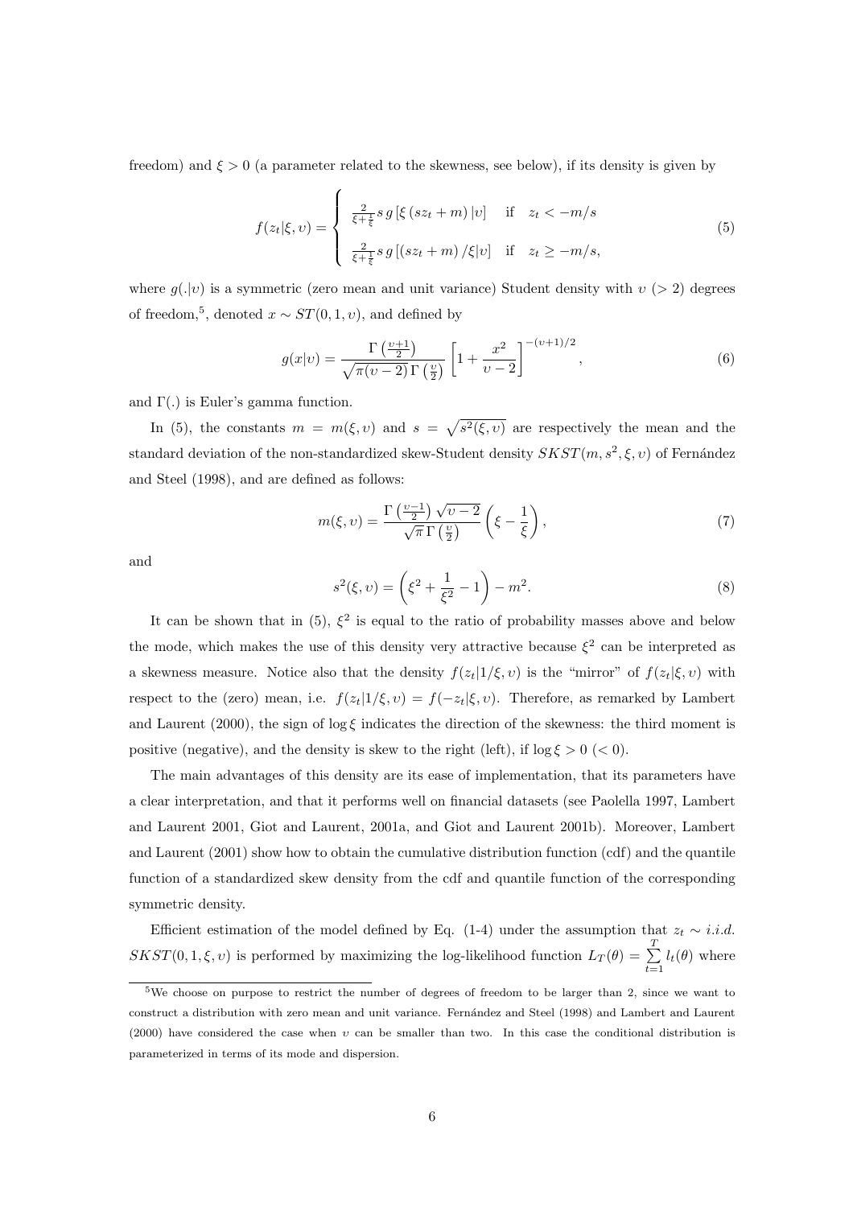freedom) and $\xi > 0$ (a parameter related to the skewness, see below), if its density is given by

$$f(z_t|\xi,\upsilon) = \begin{cases} \frac{2}{\xi+\frac{1}{\xi}} s\, g\left[\xi\left(sz_t+m\right)|\upsilon\right] & \text{if} \quad z_t < -m/s \\ \frac{2}{\xi+\frac{1}{\xi}} s\, g\left[\left(sz_t+m\right)/\xi|\upsilon\right] & \text{if} \quad z_t \geq -m/s, \end{cases} \tag{5}$$

where $g(.|\upsilon)$ is a symmetric (zero mean and unit variance) Student density with $\upsilon$ ($> 2$) degrees of freedom,[5], denoted $x \sim ST(0,1,\upsilon)$, and defined by

$$g(x|\upsilon) = \frac{\Gamma\left(\frac{\upsilon+1}{2}\right)}{\sqrt{\pi(\upsilon-2)}\,\Gamma\left(\frac{\upsilon}{2}\right)}\left[1+\frac{x^2}{\upsilon-2}\right]^{-(\upsilon+1)/2}, \tag{6}$$

and $\Gamma(.)$ is Euler's gamma function.

In (5), the constants $m = m(\xi,\upsilon)$ and $s = \sqrt{s^2(\xi,\upsilon)}$ are respectively the mean and the standard deviation of the non-standardized skew-Student density $SKST(m, s^2, \xi, \upsilon)$ of Fernández and Steel (1998), and are defined as follows:

$$m(\xi,\upsilon) = \frac{\Gamma\left(\frac{\upsilon-1}{2}\right)\sqrt{\upsilon-2}}{\sqrt{\pi}\,\Gamma\left(\frac{\upsilon}{2}\right)}\left(\xi - \frac{1}{\xi}\right), \tag{7}$$

and

$$s^2(\xi,\upsilon) = \left(\xi^2 + \frac{1}{\xi^2} - 1\right) - m^2. \tag{8}$$

It can be shown that in (5), $\xi^2$ is equal to the ratio of probability masses above and below the mode, which makes the use of this density very attractive because $\xi^2$ can be interpreted as a skewness measure. Notice also that the density $f(z_t|1/\xi,\upsilon)$ is the "mirror" of $f(z_t|\xi,\upsilon)$ with respect to the (zero) mean, i.e. $f(z_t|1/\xi,\upsilon) = f(-z_t|\xi,\upsilon)$. Therefore, as remarked by Lambert and Laurent (2000), the sign of $\log\xi$ indicates the direction of the skewness: the third moment is positive (negative), and the density is skew to the right (left), if $\log\xi > 0$ ($< 0$).

The main advantages of this density are its ease of implementation, that its parameters have a clear interpretation, and that it performs well on financial datasets (see Paolella 1997, Lambert and Laurent 2001, Giot and Laurent, 2001a, and Giot and Laurent 2001b). Moreover, Lambert and Laurent (2001) show how to obtain the cumulative distribution function (cdf) and the quantile function of a standardized skew density from the cdf and quantile function of the corresponding symmetric density.

Efficient estimation of the model defined by Eq. (1-4) under the assumption that $z_t \sim i.i.d.$ $SKST(0,1,\xi,\upsilon)$ is performed by maximizing the log-likelihood function $L_T(\theta) = \sum_{t=1}^{T} l_t(\theta)$ where

[5] We choose on purpose to restrict the number of degrees of freedom to be larger than 2, since we want to construct a distribution with zero mean and unit variance. Fernández and Steel (1998) and Lambert and Laurent (2000) have considered the case when $\upsilon$ can be smaller than two. In this case the conditional distribution is parameterized in terms of its mode and dispersion.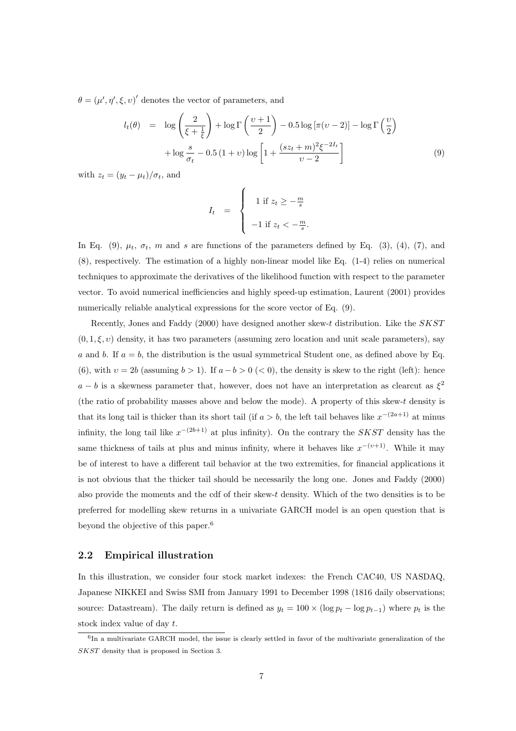$\theta = (\mu', \eta', \xi, \upsilon)'$ denotes the vector of parameters, and

$$
\begin{aligned}
l_t(\theta) &= \log\left(\frac{2}{\xi + \frac{1}{\xi}}\right) + \log\Gamma\left(\frac{\upsilon+1}{2}\right) - 0.5\log\left[\pi(\upsilon-2)\right] - \log\Gamma\left(\frac{\upsilon}{2}\right) \\
&\quad + \log\frac{s}{\sigma_t} - 0.5\,(1+\upsilon)\log\left[1 + \frac{(sz_t+m)^2\xi^{-2I_t}}{\upsilon-2}\right]
\end{aligned} \tag{9}
$$

with $z_t = (y_t - \mu_t)/\sigma_t$, and

$$
I_t = \begin{cases} 1 \text{ if } z_t \geq -\frac{m}{s} \\ -1 \text{ if } z_t < -\frac{m}{s}. \end{cases}
$$

In Eq. (9), $\mu_t$, $\sigma_t$, $m$ and $s$ are functions of the parameters defined by Eq. (3), (4), (7), and (8), respectively. The estimation of a highly non-linear model like Eq. (1-4) relies on numerical techniques to approximate the derivatives of the likelihood function with respect to the parameter vector. To avoid numerical inefficiencies and highly speed-up estimation, Laurent (2001) provides numerically reliable analytical expressions for the score vector of Eq. (9).

Recently, Jones and Faddy (2000) have designed another skew-$t$ distribution. Like the $SKST$ $(0, 1, \xi, \upsilon)$ density, it has two parameters (assuming zero location and unit scale parameters), say $a$ and $b$. If $a = b$, the distribution is the usual symmetrical Student one, as defined above by Eq. (6), with $\upsilon = 2b$ (assuming $b > 1$). If $a - b > 0$ $(< 0)$, the density is skew to the right (left): hence $a - b$ is a skewness parameter that, however, does not have an interpretation as clearcut as $\xi^2$ (the ratio of probability masses above and below the mode). A property of this skew-$t$ density is that its long tail is thicker than its short tail (if $a > b$, the left tail behaves like $x^{-(2a+1)}$ at minus infinity, the long tail like $x^{-(2b+1)}$ at plus infinity). On the contrary the $SKST$ density has the same thickness of tails at plus and minus infinity, where it behaves like $x^{-(\upsilon+1)}$. While it may be of interest to have a different tail behavior at the two extremities, for financial applications it is not obvious that the thicker tail should be necessarily the long one. Jones and Faddy (2000) also provide the moments and the cdf of their skew-$t$ density. Which of the two densities is to be preferred for modelling skew returns in a univariate GARCH model is an open question that is beyond the objective of this paper.[6]

## 2.2 Empirical illustration

In this illustration, we consider four stock market indexes: the French CAC40, US NASDAQ, Japanese NIKKEI and Swiss SMI from January 1991 to December 1998 (1816 daily observations; source: Datastream). The daily return is defined as $y_t = 100 \times (\log p_t - \log p_{t-1})$ where $p_t$ is the stock index value of day $t$.

[6] In a multivariate GARCH model, the issue is clearly settled in favor of the multivariate generalization of the $SKST$ density that is proposed in Section 3.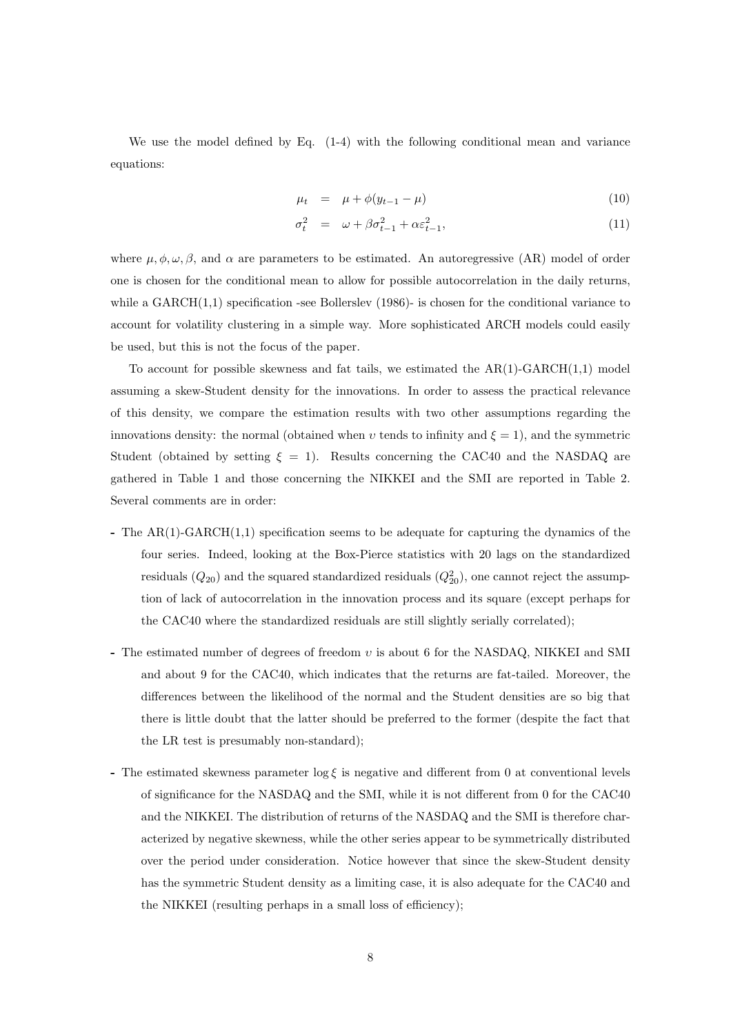We use the model defined by Eq. (1-4) with the following conditional mean and variance equations:

$$
\begin{aligned}
\mu_t &= \mu + \phi(y_{t-1} - \mu) && (10) \\
\sigma_t^2 &= \omega + \beta\sigma_{t-1}^2 + \alpha\varepsilon_{t-1}^2, && (11)
\end{aligned}
$$

where $\mu, \phi, \omega, \beta$, and $\alpha$ are parameters to be estimated. An autoregressive (AR) model of order one is chosen for the conditional mean to allow for possible autocorrelation in the daily returns, while a GARCH(1,1) specification -see Bollerslev (1986)- is chosen for the conditional variance to account for volatility clustering in a simple way. More sophisticated ARCH models could easily be used, but this is not the focus of the paper.

To account for possible skewness and fat tails, we estimated the AR(1)-GARCH(1,1) model assuming a skew-Student density for the innovations. In order to assess the practical relevance of this density, we compare the estimation results with two other assumptions regarding the innovations density: the normal (obtained when $\upsilon$ tends to infinity and $\xi = 1$), and the symmetric Student (obtained by setting $\xi = 1$). Results concerning the CAC40 and the NASDAQ are gathered in Table 1 and those concerning the NIKKEI and the SMI are reported in Table 2. Several comments are in order:

- The AR(1)-GARCH(1,1) specification seems to be adequate for capturing the dynamics of the four series. Indeed, looking at the Box-Pierce statistics with 20 lags on the standardized residuals ($Q_{20}$) and the squared standardized residuals ($Q_{20}^2$), one cannot reject the assumption of lack of autocorrelation in the innovation process and its square (except perhaps for the CAC40 where the standardized residuals are still slightly serially correlated);

- The estimated number of degrees of freedom $\upsilon$ is about 6 for the NASDAQ, NIKKEI and SMI and about 9 for the CAC40, which indicates that the returns are fat-tailed. Moreover, the differences between the likelihood of the normal and the Student densities are so big that there is little doubt that the latter should be preferred to the former (despite the fact that the LR test is presumably non-standard);

- The estimated skewness parameter $\log \xi$ is negative and different from 0 at conventional levels of significance for the NASDAQ and the SMI, while it is not different from 0 for the CAC40 and the NIKKEI. The distribution of returns of the NASDAQ and the SMI is therefore characterized by negative skewness, while the other series appear to be symmetrically distributed over the period under consideration. Notice however that since the skew-Student density has the symmetric Student density as a limiting case, it is also adequate for the CAC40 and the NIKKEI (resulting perhaps in a small loss of efficiency);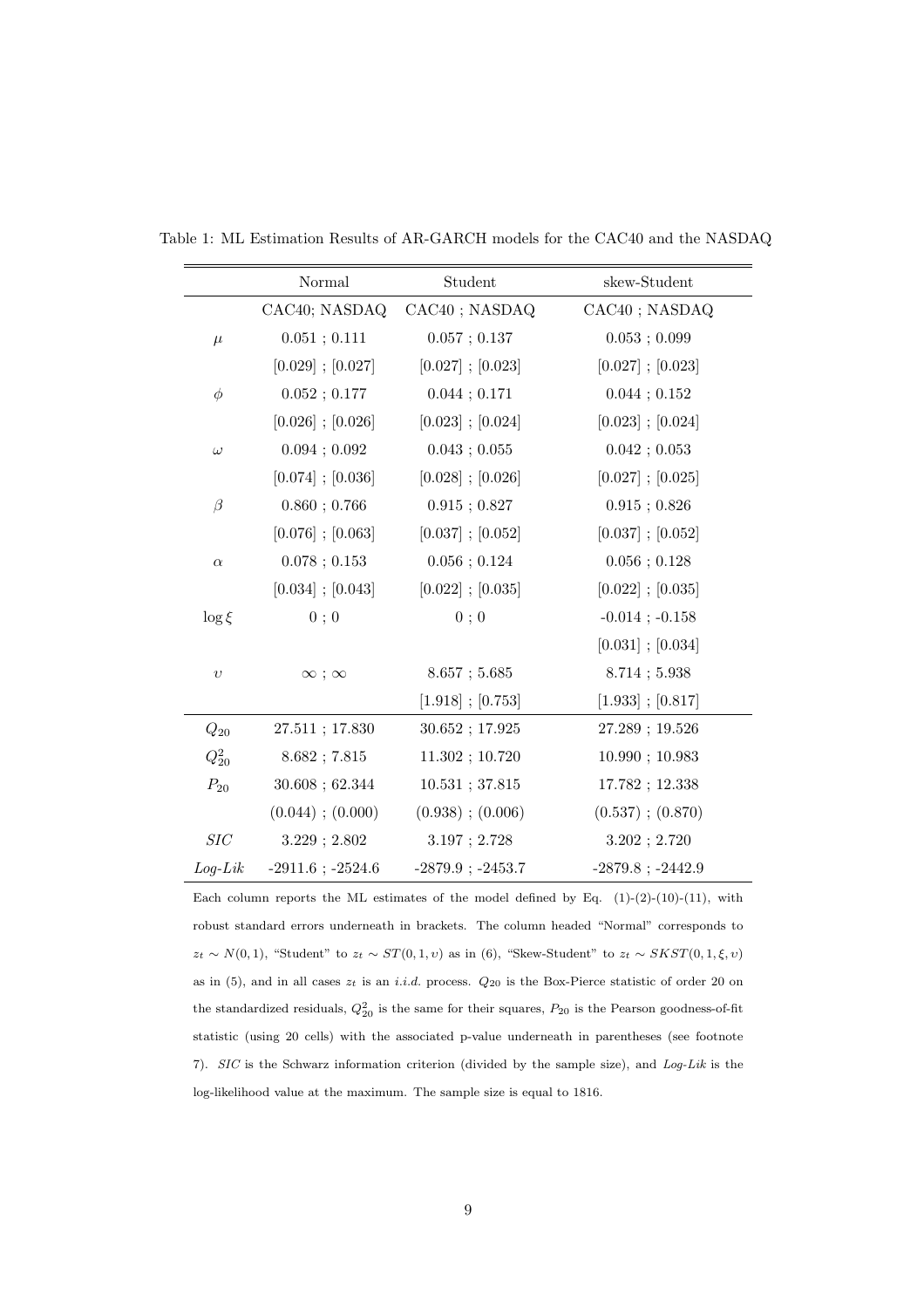Table 1: ML Estimation Results of AR-GARCH models for the CAC40 and the NASDAQ

| | Normal | Student | skew-Student |
|---|---|---|---|
| | CAC40; NASDAQ | CAC40 ; NASDAQ | CAC40 ; NASDAQ |
| $\mu$ | 0.051 ; 0.111 | 0.057 ; 0.137 | 0.053 ; 0.099 |
| | [0.029] ; [0.027] | [0.027] ; [0.023] | [0.027] ; [0.023] |
| $\phi$ | 0.052 ; 0.177 | 0.044 ; 0.171 | 0.044 ; 0.152 |
| | [0.026] ; [0.026] | [0.023] ; [0.024] | [0.023] ; [0.024] |
| $\omega$ | 0.094 ; 0.092 | 0.043 ; 0.055 | 0.042 ; 0.053 |
| | [0.074] ; [0.036] | [0.028] ; [0.026] | [0.027] ; [0.025] |
| $\beta$ | 0.860 ; 0.766 | 0.915 ; 0.827 | 0.915 ; 0.826 |
| | [0.076] ; [0.063] | [0.037] ; [0.052] | [0.037] ; [0.052] |
| $\alpha$ | 0.078 ; 0.153 | 0.056 ; 0.124 | 0.056 ; 0.128 |
| | [0.034] ; [0.043] | [0.022] ; [0.035] | [0.022] ; [0.035] |
| $\log \xi$ | 0 ; 0 | 0 ; 0 | -0.014 ; -0.158 |
| | | | [0.031] ; [0.034] |
| $\upsilon$ | $\infty$ ; $\infty$ | 8.657 ; 5.685 | 8.714 ; 5.938 |
| | | [1.918] ; [0.753] | [1.933] ; [0.817] |
| $Q_{20}$ | 27.511 ; 17.830 | 30.652 ; 17.925 | 27.289 ; 19.526 |
| $Q_{20}^2$ | 8.682 ; 7.815 | 11.302 ; 10.720 | 10.990 ; 10.983 |
| $P_{20}$ | 30.608 ; 62.344 | 10.531 ; 37.815 | 17.782 ; 12.338 |
| | (0.044) ; (0.000) | (0.938) ; (0.006) | (0.537) ; (0.870) |
| *SIC* | 3.229 ; 2.802 | 3.197 ; 2.728 | 3.202 ; 2.720 |
| *Log-Lik* | -2911.6 ; -2524.6 | -2879.9 ; -2453.7 | -2879.8 ; -2442.9 |

Each column reports the ML estimates of the model defined by Eq. (1)-(2)-(10)-(11), with robust standard errors underneath in brackets. The column headed "Normal" corresponds to $z_t \sim N(0,1)$, "Student" to $z_t \sim ST(0,1,\upsilon)$ as in (6), "Skew-Student" to $z_t \sim SKST(0,1,\xi,\upsilon)$ as in (5), and in all cases $z_t$ is an *i.i.d.* process. $Q_{20}$ is the Box-Pierce statistic of order 20 on the standardized residuals, $Q_{20}^2$ is the same for their squares, $P_{20}$ is the Pearson goodness-of-fit statistic (using 20 cells) with the associated p-value underneath in parentheses (see footnote 7). *SIC* is the Schwarz information criterion (divided by the sample size), and *Log-Lik* is the log-likelihood value at the maximum. The sample size is equal to 1816.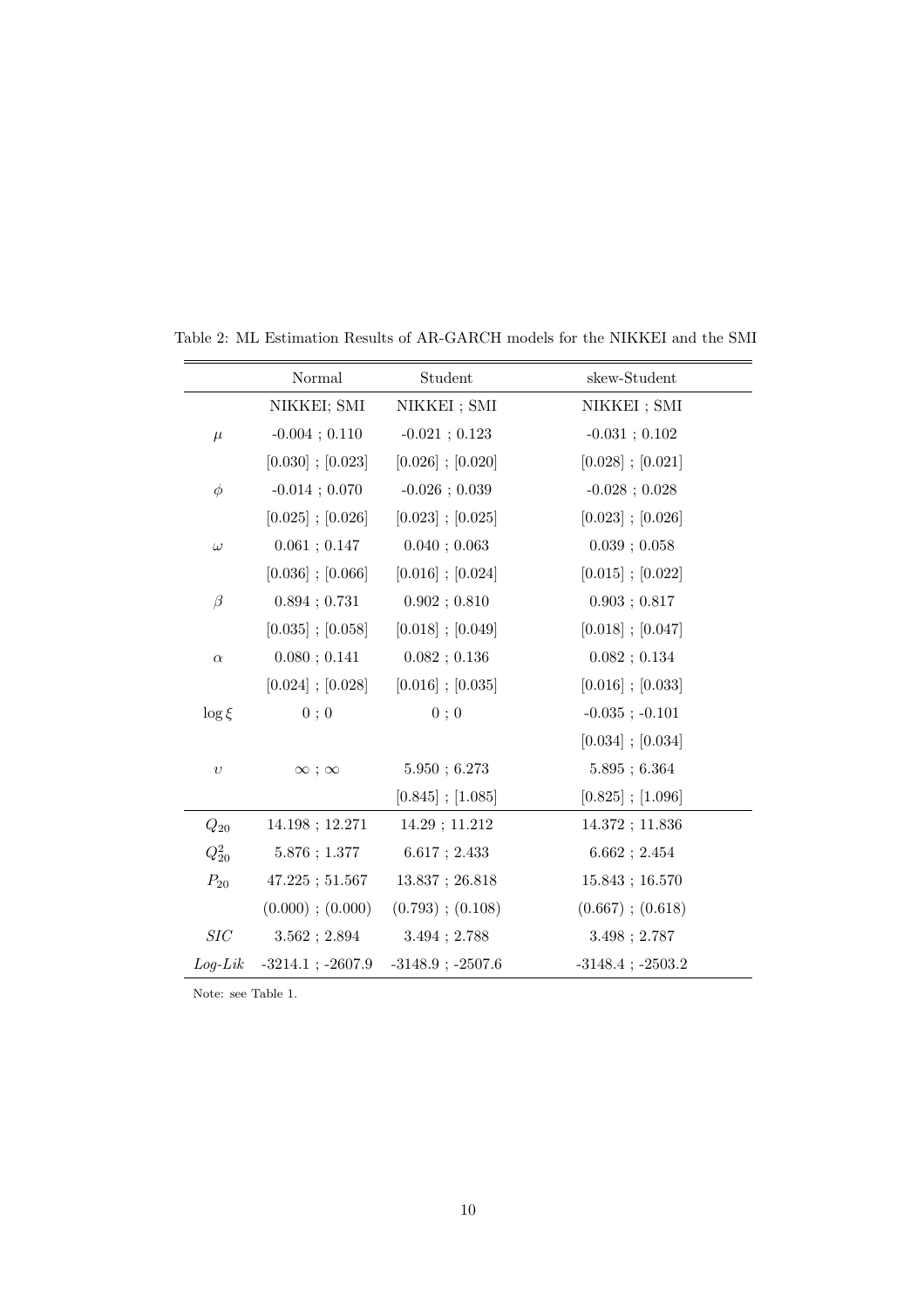Table 2: ML Estimation Results of AR-GARCH models for the NIKKEI and the SMI

| | Normal | Student | skew-Student |
|---|---|---|---|
| | NIKKEI; SMI | NIKKEI ; SMI | NIKKEI ; SMI |
| $\mu$ | -0.004 ; 0.110 | -0.021 ; 0.123 | -0.031 ; 0.102 |
| | [0.030] ; [0.023] | [0.026] ; [0.020] | [0.028] ; [0.021] |
| $\phi$ | -0.014 ; 0.070 | -0.026 ; 0.039 | -0.028 ; 0.028 |
| | [0.025] ; [0.026] | [0.023] ; [0.025] | [0.023] ; [0.026] |
| $\omega$ | 0.061 ; 0.147 | 0.040 ; 0.063 | 0.039 ; 0.058 |
| | [0.036] ; [0.066] | [0.016] ; [0.024] | [0.015] ; [0.022] |
| $\beta$ | 0.894 ; 0.731 | 0.902 ; 0.810 | 0.903 ; 0.817 |
| | [0.035] ; [0.058] | [0.018] ; [0.049] | [0.018] ; [0.047] |
| $\alpha$ | 0.080 ; 0.141 | 0.082 ; 0.136 | 0.082 ; 0.134 |
| | [0.024] ; [0.028] | [0.016] ; [0.035] | [0.016] ; [0.033] |
| $\log \xi$ | 0 ; 0 | 0 ; 0 | -0.035 ; -0.101 |
| | | | [0.034] ; [0.034] |
| $\upsilon$ | $\infty$ ; $\infty$ | 5.950 ; 6.273 | 5.895 ; 6.364 |
| | | [0.845] ; [1.085] | [0.825] ; [1.096] |
| $Q_{20}$ | 14.198 ; 12.271 | 14.29 ; 11.212 | 14.372 ; 11.836 |
| $Q^2_{20}$ | 5.876 ; 1.377 | 6.617 ; 2.433 | 6.662 ; 2.454 |
| $P_{20}$ | 47.225 ; 51.567 | 13.837 ; 26.818 | 15.843 ; 16.570 |
| | (0.000) ; (0.000) | (0.793) ; (0.108) | (0.667) ; (0.618) |
| *SIC* | 3.562 ; 2.894 | 3.494 ; 2.788 | 3.498 ; 2.787 |
| *Log-Lik* | -3214.1 ; -2607.9 | -3148.9 ; -2507.6 | -3148.4 ; -2503.2 |

Note: see Table 1.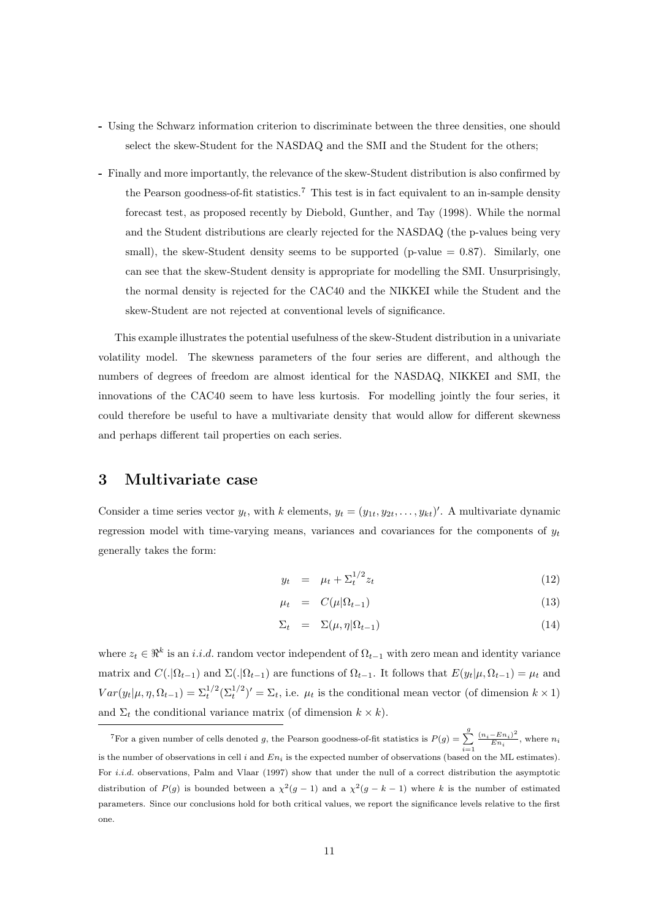- Using the Schwarz information criterion to discriminate between the three densities, one should select the skew-Student for the NASDAQ and the SMI and the Student for the others;

- Finally and more importantly, the relevance of the skew-Student distribution is also confirmed by the Pearson goodness-of-fit statistics.[7] This test is in fact equivalent to an in-sample density forecast test, as proposed recently by Diebold, Gunther, and Tay (1998). While the normal and the Student distributions are clearly rejected for the NASDAQ (the p-values being very small), the skew-Student density seems to be supported (p-value = 0.87). Similarly, one can see that the skew-Student density is appropriate for modelling the SMI. Unsurprisingly, the normal density is rejected for the CAC40 and the NIKKEI while the Student and the skew-Student are not rejected at conventional levels of significance.

This example illustrates the potential usefulness of the skew-Student distribution in a univariate volatility model. The skewness parameters of the four series are different, and although the numbers of degrees of freedom are almost identical for the NASDAQ, NIKKEI and SMI, the innovations of the CAC40 seem to have less kurtosis. For modelling jointly the four series, it could therefore be useful to have a multivariate density that would allow for different skewness and perhaps different tail properties on each series.

# 3 Multivariate case

Consider a time series vector $y_t$, with $k$ elements, $y_t = (y_{1t}, y_{2t}, \ldots, y_{kt})'$. A multivariate dynamic regression model with time-varying means, variances and covariances for the components of $y_t$ generally takes the form:

$$y_t = \mu_t + \Sigma_t^{1/2} z_t \tag{12}$$

$$\mu_t = C(\mu|\Omega_{t-1}) \tag{13}$$

$$\Sigma_t = \Sigma(\mu, \eta|\Omega_{t-1}) \tag{14}$$

where $z_t \in \Re^k$ is an *i.i.d.* random vector independent of $\Omega_{t-1}$ with zero mean and identity variance matrix and $C(.|\Omega_{t-1})$ and $\Sigma(.|\Omega_{t-1})$ are functions of $\Omega_{t-1}$. It follows that $E(y_t|\mu, \Omega_{t-1}) = \mu_t$ and $Var(y_t|\mu, \eta, \Omega_{t-1}) = \Sigma_t^{1/2}(\Sigma_t^{1/2})' = \Sigma_t$, i.e. $\mu_t$ is the conditional mean vector (of dimension $k \times 1$) and $\Sigma_t$ the conditional variance matrix (of dimension $k \times k$).

[7] For a given number of cells denoted $g$, the Pearson goodness-of-fit statistics is $P(g) = \sum_{i=1}^{g} \frac{(n_i - En_i)^2}{En_i}$, where $n_i$ is the number of observations in cell $i$ and $En_i$ is the expected number of observations (based on the ML estimates). For *i.i.d.* observations, Palm and Vlaar (1997) show that under the null of a correct distribution the asymptotic distribution of $P(g)$ is bounded between a $\chi^2(g-1)$ and a $\chi^2(g-k-1)$ where $k$ is the number of estimated parameters. Since our conclusions hold for both critical values, we report the significance levels relative to the first one.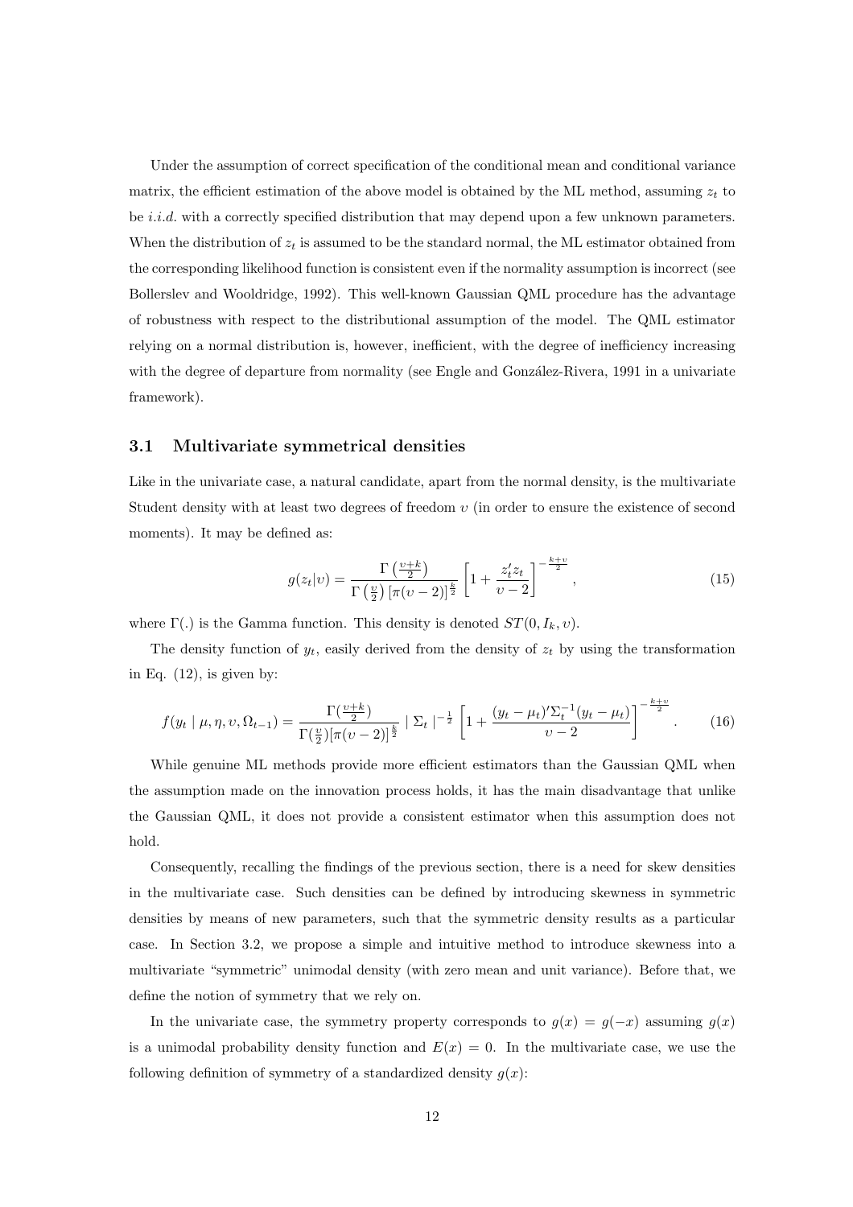Under the assumption of correct specification of the conditional mean and conditional variance matrix, the efficient estimation of the above model is obtained by the ML method, assuming $z_t$ to be *i.i.d.* with a correctly specified distribution that may depend upon a few unknown parameters. When the distribution of $z_t$ is assumed to be the standard normal, the ML estimator obtained from the corresponding likelihood function is consistent even if the normality assumption is incorrect (see Bollerslev and Wooldridge, 1992). This well-known Gaussian QML procedure has the advantage of robustness with respect to the distributional assumption of the model. The QML estimator relying on a normal distribution is, however, inefficient, with the degree of inefficiency increasing with the degree of departure from normality (see Engle and González-Rivera, 1991 in a univariate framework).

### 3.1 Multivariate symmetrical densities

Like in the univariate case, a natural candidate, apart from the normal density, is the multivariate Student density with at least two degrees of freedom $\upsilon$ (in order to ensure the existence of second moments). It may be defined as:

$$g(z_t|\upsilon) = \frac{\Gamma\left(\frac{\upsilon+k}{2}\right)}{\Gamma\left(\frac{\upsilon}{2}\right)\left[\pi(\upsilon-2)\right]^{\frac{k}{2}}}\left[1+\frac{z_t'z_t}{\upsilon-2}\right]^{-\frac{k+\upsilon}{2}}, \tag{15}$$

where $\Gamma(.)$ is the Gamma function. This density is denoted $ST(0, I_k, \upsilon)$.

The density function of $y_t$, easily derived from the density of $z_t$ by using the transformation in Eq. (12), is given by:

$$f(y_t \mid \mu, \eta, \upsilon, \Omega_{t-1}) = \frac{\Gamma(\frac{\upsilon+k}{2})}{\Gamma(\frac{\upsilon}{2})[\pi(\upsilon-2)]^{\frac{k}{2}}} \mid \Sigma_t \mid^{-\frac{1}{2}} \left[1+\frac{(y_t-\mu_t)'\Sigma_t^{-1}(y_t-\mu_t)}{\upsilon-2}\right]^{-\frac{k+\upsilon}{2}}. \tag{16}$$

While genuine ML methods provide more efficient estimators than the Gaussian QML when the assumption made on the innovation process holds, it has the main disadvantage that unlike the Gaussian QML, it does not provide a consistent estimator when this assumption does not hold.

Consequently, recalling the findings of the previous section, there is a need for skew densities in the multivariate case. Such densities can be defined by introducing skewness in symmetric densities by means of new parameters, such that the symmetric density results as a particular case. In Section 3.2, we propose a simple and intuitive method to introduce skewness into a multivariate "symmetric" unimodal density (with zero mean and unit variance). Before that, we define the notion of symmetry that we rely on.

In the univariate case, the symmetry property corresponds to $g(x) = g(-x)$ assuming $g(x)$ is a unimodal probability density function and $E(x) = 0$. In the multivariate case, we use the following definition of symmetry of a standardized density $g(x)$: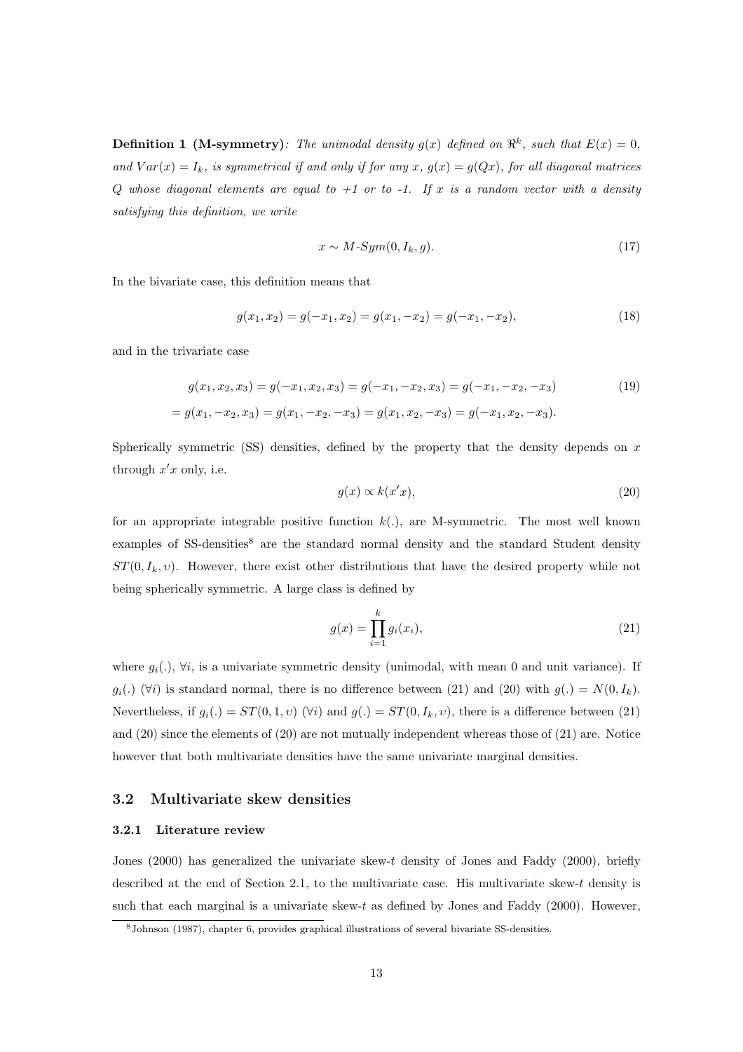**Definition 1 (M-symmetry)**: *The unimodal density $g(x)$ defined on $\Re^k$, such that $E(x) = 0$, and $Var(x) = I_k$, is symmetrical if and only if for any $x$, $g(x) = g(Qx)$, for all diagonal matrices $Q$ whose diagonal elements are equal to +1 or to -1. If $x$ is a random vector with a density satisfying this definition, we write*

$$x \sim M\text{-}Sym(0, I_k, g). \tag{17}$$

In the bivariate case, this definition means that

$$g(x_1, x_2) = g(-x_1, x_2) = g(x_1, -x_2) = g(-x_1, -x_2), \tag{18}$$

and in the trivariate case

$$\begin{aligned} g(x_1, x_2, x_3) &= g(-x_1, x_2, x_3) = g(-x_1, -x_2, x_3) = g(-x_1, -x_2, -x_3) \\ &= g(x_1, -x_2, x_3) = g(x_1, -x_2, -x_3) = g(x_1, x_2, -x_3) = g(-x_1, x_2, -x_3). \end{aligned} \tag{19}$$

Spherically symmetric (SS) densities, defined by the property that the density depends on $x$ through $x'x$ only, i.e.

$$g(x) \propto k(x'x), \tag{20}$$

for an appropriate integrable positive function $k(.)$, are M-symmetric. The most well known examples of SS-densities[8] are the standard normal density and the standard Student density $ST(0, I_k, \upsilon)$. However, there exist other distributions that have the desired property while not being spherically symmetric. A large class is defined by

$$g(x) = \prod_{i=1}^{k} g_i(x_i), \tag{21}$$

where $g_i(.)$, $\forall i$, is a univariate symmetric density (unimodal, with mean 0 and unit variance). If $g_i(.)$ ($\forall i$) is standard normal, there is no difference between (21) and (20) with $g(.) = N(0, I_k)$. Nevertheless, if $g_i(.) = ST(0, 1, \upsilon)$ ($\forall i$) and $g(.) = ST(0, I_k, \upsilon)$, there is a difference between (21) and (20) since the elements of (20) are not mutually independent whereas those of (21) are. Notice however that both multivariate densities have the same univariate marginal densities.

## 3.2 Multivariate skew densities

### 3.2.1 Literature review

Jones (2000) has generalized the univariate skew-$t$ density of Jones and Faddy (2000), briefly described at the end of Section 2.1, to the multivariate case. His multivariate skew-$t$ density is such that each marginal is a univariate skew-$t$ as defined by Jones and Faddy (2000). However,

[8] Johnson (1987), chapter 6, provides graphical illustrations of several bivariate SS-densities.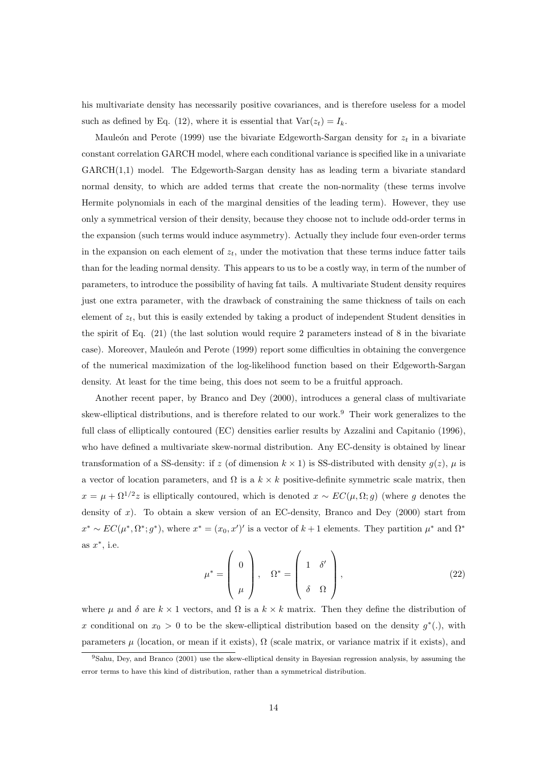his multivariate density has necessarily positive covariances, and is therefore useless for a model such as defined by Eq. (12), where it is essential that $\text{Var}(z_t) = I_k$.

Mauleón and Perote (1999) use the bivariate Edgeworth-Sargan density for $z_t$ in a bivariate constant correlation GARCH model, where each conditional variance is specified like in a univariate GARCH(1,1) model. The Edgeworth-Sargan density has as leading term a bivariate standard normal density, to which are added terms that create the non-normality (these terms involve Hermite polynomials in each of the marginal densities of the leading term). However, they use only a symmetrical version of their density, because they choose not to include odd-order terms in the expansion (such terms would induce asymmetry). Actually they include four even-order terms in the expansion on each element of $z_t$, under the motivation that these terms induce fatter tails than for the leading normal density. This appears to us to be a costly way, in term of the number of parameters, to introduce the possibility of having fat tails. A multivariate Student density requires just one extra parameter, with the drawback of constraining the same thickness of tails on each element of $z_t$, but this is easily extended by taking a product of independent Student densities in the spirit of Eq. (21) (the last solution would require 2 parameters instead of 8 in the bivariate case). Moreover, Mauleón and Perote (1999) report some difficulties in obtaining the convergence of the numerical maximization of the log-likelihood function based on their Edgeworth-Sargan density. At least for the time being, this does not seem to be a fruitful approach.

Another recent paper, by Branco and Dey (2000), introduces a general class of multivariate skew-elliptical distributions, and is therefore related to our work.[9] Their work generalizes to the full class of elliptically contoured (EC) densities earlier results by Azzalini and Capitanio (1996), who have defined a multivariate skew-normal distribution. Any EC-density is obtained by linear transformation of a SS-density: if $z$ (of dimension $k \times 1$) is SS-distributed with density $g(z)$, $\mu$ is a vector of location parameters, and $\Omega$ is a $k \times k$ positive-definite symmetric scale matrix, then $x = \mu + \Omega^{1/2} z$ is elliptically contoured, which is denoted $x \sim EC(\mu, \Omega; g)$ (where $g$ denotes the density of $x$). To obtain a skew version of an EC-density, Branco and Dey (2000) start from $x^* \sim EC(\mu^*, \Omega^*; g^*)$, where $x^* = (x_0, x')'$ is a vector of $k+1$ elements. They partition $\mu^*$ and $\Omega^*$ as $x^*$, i.e.

$$\mu^* = \begin{pmatrix} 0 \\ \mu \end{pmatrix}, \quad \Omega^* = \begin{pmatrix} 1 & \delta' \\ \delta & \Omega \end{pmatrix}, \tag{22}$$

where $\mu$ and $\delta$ are $k \times 1$ vectors, and $\Omega$ is a $k \times k$ matrix. Then they define the distribution of $x$ conditional on $x_0 > 0$ to be the skew-elliptical distribution based on the density $g^*(.)$, with parameters $\mu$ (location, or mean if it exists), $\Omega$ (scale matrix, or variance matrix if it exists), and

[9] Sahu, Dey, and Branco (2001) use the skew-elliptical density in Bayesian regression analysis, by assuming the error terms to have this kind of distribution, rather than a symmetrical distribution.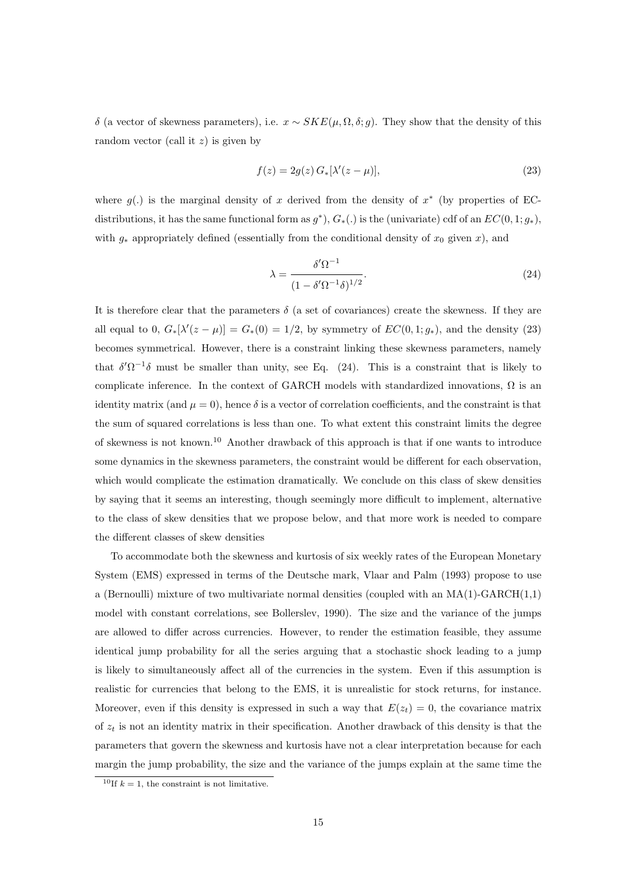$\delta$ (a vector of skewness parameters), i.e. $x \sim SKE(\mu, \Omega, \delta; g)$. They show that the density of this random vector (call it $z$) is given by

$$f(z) = 2g(z)\, G_*[\lambda'(z - \mu)], \tag{23}$$

where $g(.)$ is the marginal density of $x$ derived from the density of $x^*$ (by properties of EC-distributions, it has the same functional form as $g^*$), $G_*(.)$ is the (univariate) cdf of an $EC(0, 1; g_*)$, with $g_*$ appropriately defined (essentially from the conditional density of $x_0$ given $x$), and

$$\lambda = \frac{\delta'\Omega^{-1}}{(1 - \delta'\Omega^{-1}\delta)^{1/2}}. \tag{24}$$

It is therefore clear that the parameters $\delta$ (a set of covariances) create the skewness. If they are all equal to 0, $G_*[\lambda'(z - \mu)] = G_*(0) = 1/2$, by symmetry of $EC(0, 1; g_*)$, and the density (23) becomes symmetrical. However, there is a constraint linking these skewness parameters, namely that $\delta'\Omega^{-1}\delta$ must be smaller than unity, see Eq. (24). This is a constraint that is likely to complicate inference. In the context of GARCH models with standardized innovations, $\Omega$ is an identity matrix (and $\mu = 0$), hence $\delta$ is a vector of correlation coefficients, and the constraint is that the sum of squared correlations is less than one. To what extent this constraint limits the degree of skewness is not known.[10] Another drawback of this approach is that if one wants to introduce some dynamics in the skewness parameters, the constraint would be different for each observation, which would complicate the estimation dramatically. We conclude on this class of skew densities by saying that it seems an interesting, though seemingly more difficult to implement, alternative to the class of skew densities that we propose below, and that more work is needed to compare the different classes of skew densities

To accommodate both the skewness and kurtosis of six weekly rates of the European Monetary System (EMS) expressed in terms of the Deutsche mark, Vlaar and Palm (1993) propose to use a (Bernoulli) mixture of two multivariate normal densities (coupled with an MA(1)-GARCH(1,1) model with constant correlations, see Bollerslev, 1990). The size and the variance of the jumps are allowed to differ across currencies. However, to render the estimation feasible, they assume identical jump probability for all the series arguing that a stochastic shock leading to a jump is likely to simultaneously affect all of the currencies in the system. Even if this assumption is realistic for currencies that belong to the EMS, it is unrealistic for stock returns, for instance. Moreover, even if this density is expressed in such a way that $E(z_t) = 0$, the covariance matrix of $z_t$ is not an identity matrix in their specification. Another drawback of this density is that the parameters that govern the skewness and kurtosis have not a clear interpretation because for each margin the jump probability, the size and the variance of the jumps explain at the same time the

[10] If $k = 1$, the constraint is not limitative.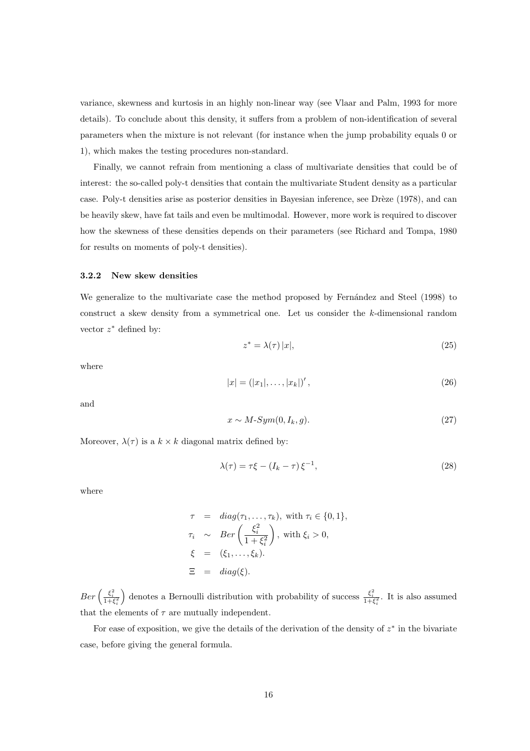variance, skewness and kurtosis in an highly non-linear way (see Vlaar and Palm, 1993 for more details). To conclude about this density, it suffers from a problem of non-identification of several parameters when the mixture is not relevant (for instance when the jump probability equals 0 or 1), which makes the testing procedures non-standard.

Finally, we cannot refrain from mentioning a class of multivariate densities that could be of interest: the so-called poly-t densities that contain the multivariate Student density as a particular case. Poly-t densities arise as posterior densities in Bayesian inference, see Drèze (1978), and can be heavily skew, have fat tails and even be multimodal. However, more work is required to discover how the skewness of these densities depends on their parameters (see Richard and Tompa, 1980 for results on moments of poly-t densities).

### 3.2.2 New skew densities

We generalize to the multivariate case the method proposed by Fernández and Steel (1998) to construct a skew density from a symmetrical one. Let us consider the $k$-dimensional random vector $z^*$ defined by:

$$z^* = \lambda(\tau)\,|x|, \tag{25}$$

where

$$|x| = (|x_1|, \ldots, |x_k|)', \tag{26}$$

and

$$x \sim M\text{-}Sym(0, I_k, g). \tag{27}$$

Moreover, $\lambda(\tau)$ is a $k \times k$ diagonal matrix defined by:

$$\lambda(\tau) = \tau\xi - (I_k - \tau)\,\xi^{-1}, \tag{28}$$

where

$$\begin{aligned}
\tau &= diag(\tau_1, \ldots, \tau_k), \text{ with } \tau_i \in \{0, 1\}, \\
\tau_i &\sim Ber\left(\frac{\xi_i^2}{1+\xi_i^2}\right), \text{ with } \xi_i > 0, \\
\xi &= (\xi_1, \ldots, \xi_k). \\
\Xi &= diag(\xi).
\end{aligned}$$

$Ber\left(\frac{\xi_i^2}{1+\xi_i^2}\right)$ denotes a Bernoulli distribution with probability of success $\frac{\xi_i^2}{1+\xi_i^2}$. It is also assumed that the elements of $\tau$ are mutually independent.

For ease of exposition, we give the details of the derivation of the density of $z^*$ in the bivariate case, before giving the general formula.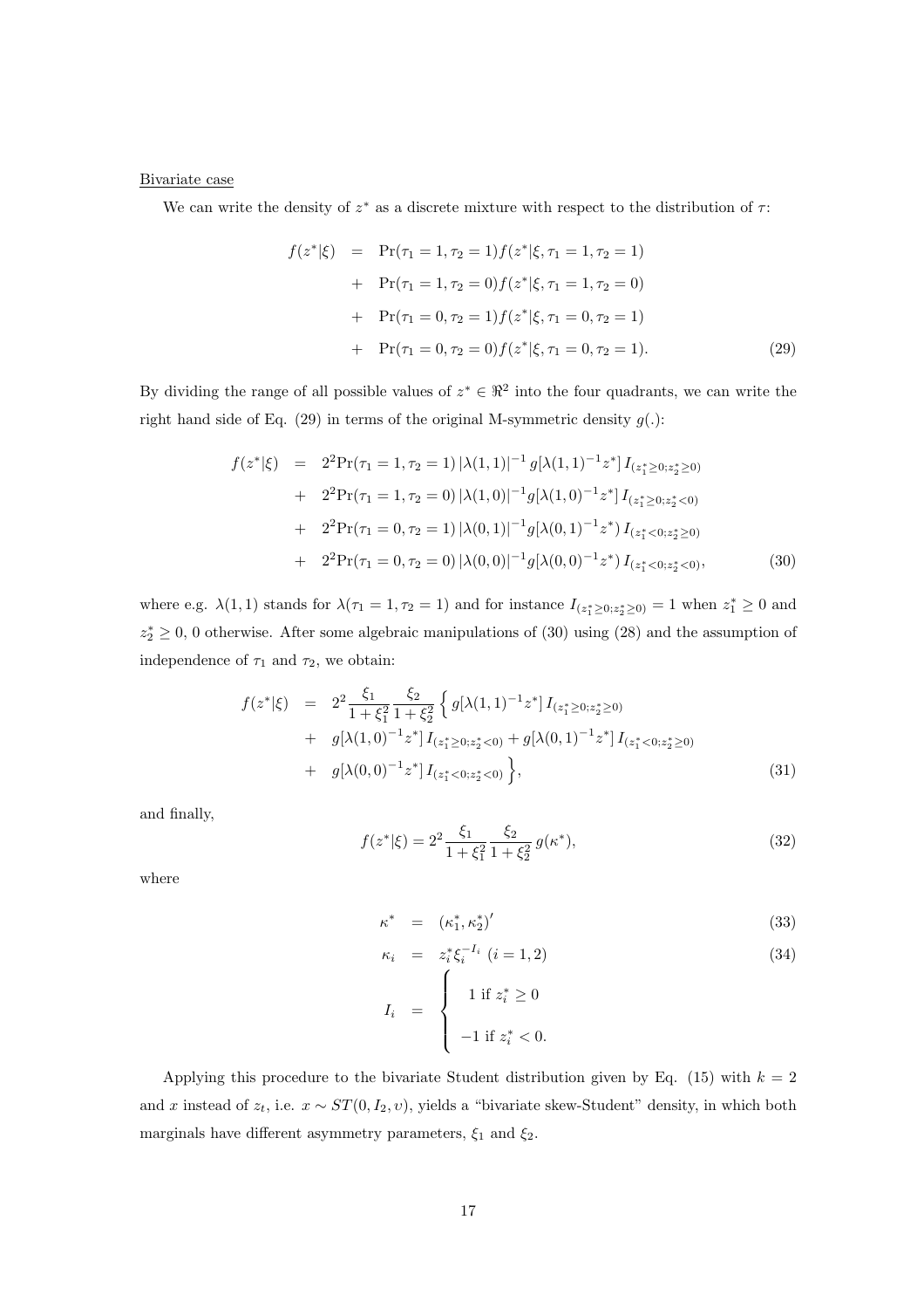Bivariate case

We can write the density of $z^*$ as a discrete mixture with respect to the distribution of $\tau$:

$$
\begin{aligned}
f(z^*|\xi) &= \Pr(\tau_1 = 1, \tau_2 = 1) f(z^*|\xi, \tau_1 = 1, \tau_2 = 1) \\
&+ \Pr(\tau_1 = 1, \tau_2 = 0) f(z^*|\xi, \tau_1 = 1, \tau_2 = 0) \\
&+ \Pr(\tau_1 = 0, \tau_2 = 1) f(z^*|\xi, \tau_1 = 0, \tau_2 = 1) \\
&+ \Pr(\tau_1 = 0, \tau_2 = 0) f(z^*|\xi, \tau_1 = 0, \tau_2 = 1).
\end{aligned} \tag{29}
$$

By dividing the range of all possible values of $z^* \in \Re^2$ into the four quadrants, we can write the right hand side of Eq. (29) in terms of the original M-symmetric density $g(.)$:

$$
\begin{aligned}
f(z^*|\xi) &= 2^2 \Pr(\tau_1 = 1, \tau_2 = 1) \, |\lambda(1,1)|^{-1} \, g[\lambda(1,1)^{-1} z^*] \, I_{(z_1^* \geq 0; z_2^* \geq 0)} \\
&+ 2^2 \Pr(\tau_1 = 1, \tau_2 = 0) \, |\lambda(1,0)|^{-1} g[\lambda(1,0)^{-1} z^*] \, I_{(z_1^* \geq 0; z_2^* < 0)} \\
&+ 2^2 \Pr(\tau_1 = 0, \tau_2 = 1) \, |\lambda(0,1)|^{-1} g[\lambda(0,1)^{-1} z^*) \, I_{(z_1^* < 0; z_2^* \geq 0)} \\
&+ 2^2 \Pr(\tau_1 = 0, \tau_2 = 0) \, |\lambda(0,0)|^{-1} g[\lambda(0,0)^{-1} z^*) \, I_{(z_1^* < 0; z_2^* < 0)},
\end{aligned} \tag{30}
$$

where e.g. $\lambda(1,1)$ stands for $\lambda(\tau_1 = 1, \tau_2 = 1)$ and for instance $I_{(z_1^* \geq 0; z_2^* \geq 0)} = 1$ when $z_1^* \geq 0$ and $z_2^* \geq 0$, 0 otherwise. After some algebraic manipulations of (30) using (28) and the assumption of independence of $\tau_1$ and $\tau_2$, we obtain:

$$
\begin{aligned}
f(z^*|\xi) &= 2^2 \frac{\xi_1}{1+\xi_1^2} \frac{\xi_2}{1+\xi_2^2} \Big\{ g[\lambda(1,1)^{-1} z^*] \, I_{(z_1^* \geq 0; z_2^* \geq 0)} \\
&+ g[\lambda(1,0)^{-1} z^*] \, I_{(z_1^* \geq 0; z_2^* < 0)} + g[\lambda(0,1)^{-1} z^*] \, I_{(z_1^* < 0; z_2^* \geq 0)} \\
&+ g[\lambda(0,0)^{-1} z^*] \, I_{(z_1^* < 0; z_2^* < 0)} \Big\},
\end{aligned} \tag{31}
$$

and finally,

$$
f(z^*|\xi) = 2^2 \frac{\xi_1}{1+\xi_1^2} \frac{\xi_2}{1+\xi_2^2} \, g(\kappa^*), \tag{32}
$$

where

$$
\kappa^* = (\kappa_1^*, \kappa_2^*)' \tag{33}
$$

$$
\kappa_i = z_i^* \xi_i^{-I_i} \ (i = 1, 2) \tag{34}
$$

$$
I_i = \begin{cases} 1 \text{ if } z_i^* \geq 0 \\ -1 \text{ if } z_i^* < 0. \end{cases}
$$

Applying this procedure to the bivariate Student distribution given by Eq. (15) with $k = 2$ and $x$ instead of $z_t$, i.e. $x \sim ST(0, I_2, \upsilon)$, yields a "bivariate skew-Student" density, in which both marginals have different asymmetry parameters, $\xi_1$ and $\xi_2$.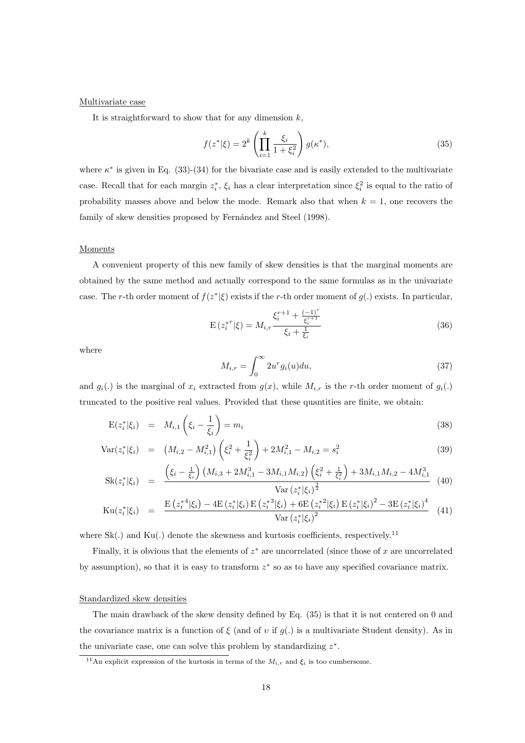Multivariate case

It is straightforward to show that for any dimension $k$,

$$
f(z^*|\xi) = 2^k \left( \prod_{i=1}^{k} \frac{\xi_i}{1+\xi_i^2} \right) g(\kappa^*), \tag{35}
$$

where $\kappa^*$ is given in Eq. (33)-(34) for the bivariate case and is easily extended to the multivariate case. Recall that for each margin $z_i^*$, $\xi_i$ has a clear interpretation since $\xi_i^2$ is equal to the ratio of probability masses above and below the mode. Remark also that when $k=1$, one recovers the family of skew densities proposed by Fernández and Steel (1998).

Moments

A convenient property of this new family of skew densities is that the marginal moments are obtained by the same method and actually correspond to the same formulas as in the univariate case. The $r$-th order moment of $f(z^*|\xi)$ exists if the $r$-th order moment of $g(.)$ exists. In particular,

$$
\mathrm{E}\left(z_i^{*r}|\xi\right) = M_{i,r} \frac{\xi_i^{r+1} + \frac{(-1)^r}{\xi_i^{r+1}}}{\xi_i + \frac{1}{\xi_i}} \tag{36}
$$

where

$$
M_{i,r} = \int_0^\infty 2u^r g_i(u) du, \tag{37}
$$

and $g_i(.)$ is the marginal of $x_i$ extracted from $g(x)$, while $M_{i,r}$ is the $r$-th order moment of $g_i(.)$ truncated to the positive real values. Provided that these quantities are finite, we obtain:

$$
\mathrm{E}(z_i^*|\xi_i) = M_{i,1}\left(\xi_i - \frac{1}{\xi_i}\right) = m_i \tag{38}
$$

$$
\mathrm{Var}(z_i^*|\xi_i) = \left(M_{i,2} - M_{i,1}^2\right)\left(\xi_i^2 + \frac{1}{\xi_i^2}\right) + 2M_{i,1}^2 - M_{i,2} = s_i^2 \tag{39}
$$

$$
\mathrm{Sk}(z_i^*|\xi_i) = \frac{\left(\xi_i - \frac{1}{\xi_i}\right)\left(M_{i,3} + 2M_{i,1}^3 - 3M_{i,1}M_{i,2}\right)\left(\xi_i^2 + \frac{1}{\xi_i^2}\right) + 3M_{i,1}M_{i,2} - 4M_{i,1}^3}{\mathrm{Var}\left(z_i^*|\xi_i\right)^{\frac{3}{2}}} \tag{40}
$$

$$
\mathrm{Ku}(z_i^*|\xi_i) = \frac{\mathrm{E}\left(z_i^{*4}|\xi_i\right) - 4\mathrm{E}\left(z_i^*|\xi_i\right)\mathrm{E}\left(z_i^{*3}|\xi_i\right) + 6\mathrm{E}\left(z_i^{*2}|\xi_i\right)\mathrm{E}\left(z_i^*|\xi_i\right)^2 - 3\mathrm{E}\left(z_i^*|\xi_i\right)^4}{\mathrm{Var}\left(z_i^*|\xi_i\right)^2} \tag{41}
$$

where Sk(.) and Ku(.) denote the skewness and kurtosis coefficients, respectively.[11]

Finally, it is obvious that the elements of $z^*$ are uncorrelated (since those of $x$ are uncorrelated by assumption), so that it is easy to transform $z^*$ so as to have any specified covariance matrix.

Standardized skew densities

The main drawback of the skew density defined by Eq. (35) is that it is not centered on 0 and the covariance matrix is a function of $\xi$ (and of $\upsilon$ if $g(.)$ is a multivariate Student density). As in the univariate case, one can solve this problem by standardizing $z^*$.

[11] An explicit expression of the kurtosis in terms of the $M_{i,r}$ and $\xi_i$ is too cumbersome.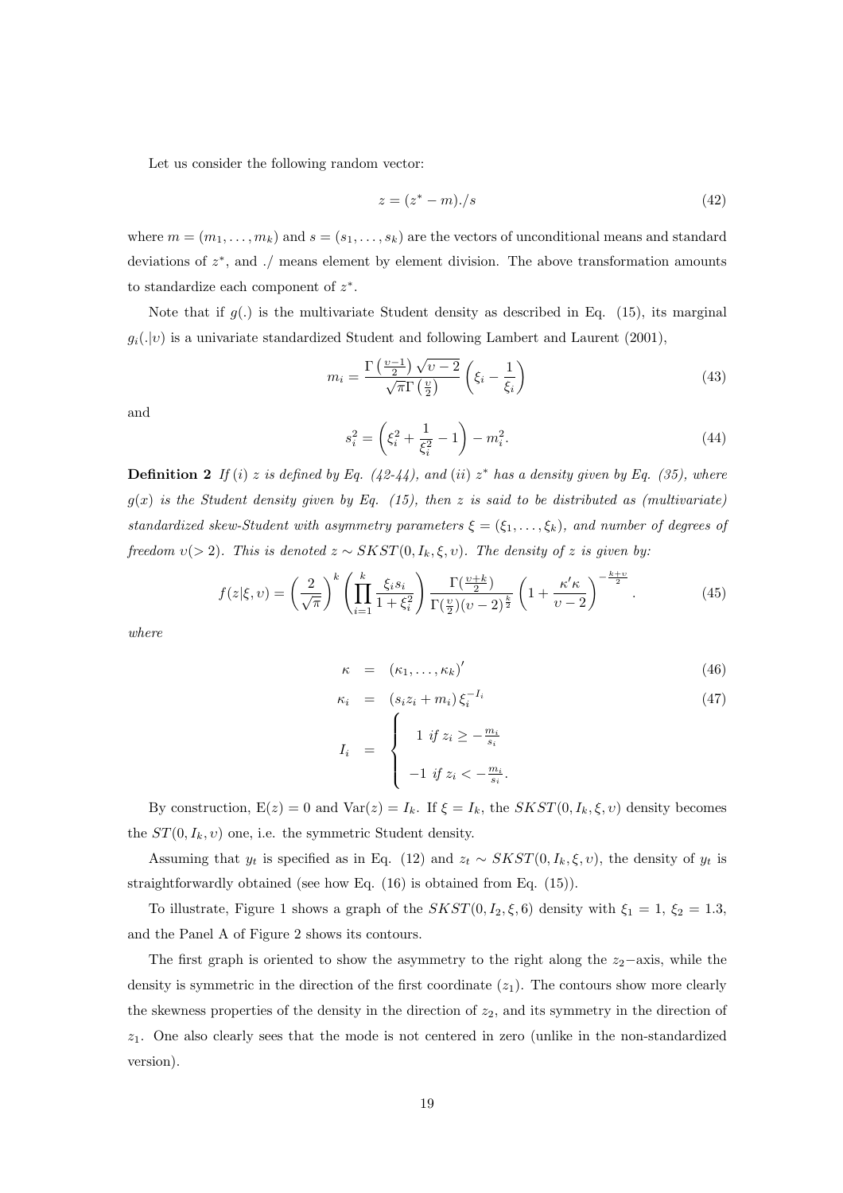Let us consider the following random vector:

$$z = (z^* - m)./s \tag{42}$$

where $m = (m_1, \ldots, m_k)$ and $s = (s_1, \ldots, s_k)$ are the vectors of unconditional means and standard deviations of $z^*$, and $./$ means element by element division. The above transformation amounts to standardize each component of $z^*$.

Note that if $g(.)$ is the multivariate Student density as described in Eq. (15), its marginal $g_i(.|\upsilon)$ is a univariate standardized Student and following Lambert and Laurent (2001),

$$m_i = \frac{\Gamma\left(\frac{\upsilon-1}{2}\right)\sqrt{\upsilon-2}}{\sqrt{\pi}\Gamma\left(\frac{\upsilon}{2}\right)}\left(\xi_i - \frac{1}{\xi_i}\right) \tag{43}$$

and

$$s_i^2 = \left(\xi_i^2 + \frac{1}{\xi_i^2} - 1\right) - m_i^2. \tag{44}$$

**Definition 2** *If (i) $z$ is defined by Eq. (42-44), and (ii) $z^*$ has a density given by Eq. (35), where $g(x)$ is the Student density given by Eq. (15), then $z$ is said to be distributed as (multivariate) standardized skew-Student with asymmetry parameters $\xi = (\xi_1, \ldots, \xi_k)$, and number of degrees of freedom $\upsilon (> 2)$. This is denoted $z \sim SKST(0, I_k, \xi, \upsilon)$. The density of $z$ is given by:*

$$f(z|\xi,\upsilon) = \left(\frac{2}{\sqrt{\pi}}\right)^k \left(\prod_{i=1}^{k} \frac{\xi_i s_i}{1+\xi_i^2}\right) \frac{\Gamma(\frac{\upsilon+k}{2})}{\Gamma(\frac{\upsilon}{2})(\upsilon-2)^{\frac{k}{2}}} \left(1 + \frac{\kappa'\kappa}{\upsilon-2}\right)^{-\frac{k+\upsilon}{2}}. \tag{45}$$

*where*

$$\kappa = (\kappa_1, \ldots, \kappa_k)' \tag{46}$$

$$\kappa_i = (s_i z_i + m_i)\,\xi_i^{-I_i} \tag{47}$$

$$I_i = \begin{cases} 1 \text{ if } z_i \geq -\frac{m_i}{s_i} \\ -1 \text{ if } z_i < -\frac{m_i}{s_i}. \end{cases}$$

By construction, $\mathrm{E}(z) = 0$ and $\mathrm{Var}(z) = I_k$. If $\xi = I_k$, the $SKST(0, I_k, \xi, \upsilon)$ density becomes the $ST(0, I_k, \upsilon)$ one, i.e. the symmetric Student density.

Assuming that $y_t$ is specified as in Eq. (12) and $z_t \sim SKST(0, I_k, \xi, \upsilon)$, the density of $y_t$ is straightforwardly obtained (see how Eq. (16) is obtained from Eq. (15)).

To illustrate, Figure 1 shows a graph of the $SKST(0, I_2, \xi, 6)$ density with $\xi_1 = 1$, $\xi_2 = 1.3$, and the Panel A of Figure 2 shows its contours.

The first graph is oriented to show the asymmetry to the right along the $z_2-$axis, while the density is symmetric in the direction of the first coordinate ($z_1$). The contours show more clearly the skewness properties of the density in the direction of $z_2$, and its symmetry in the direction of $z_1$. One also clearly sees that the mode is not centered in zero (unlike in the non-standardized version).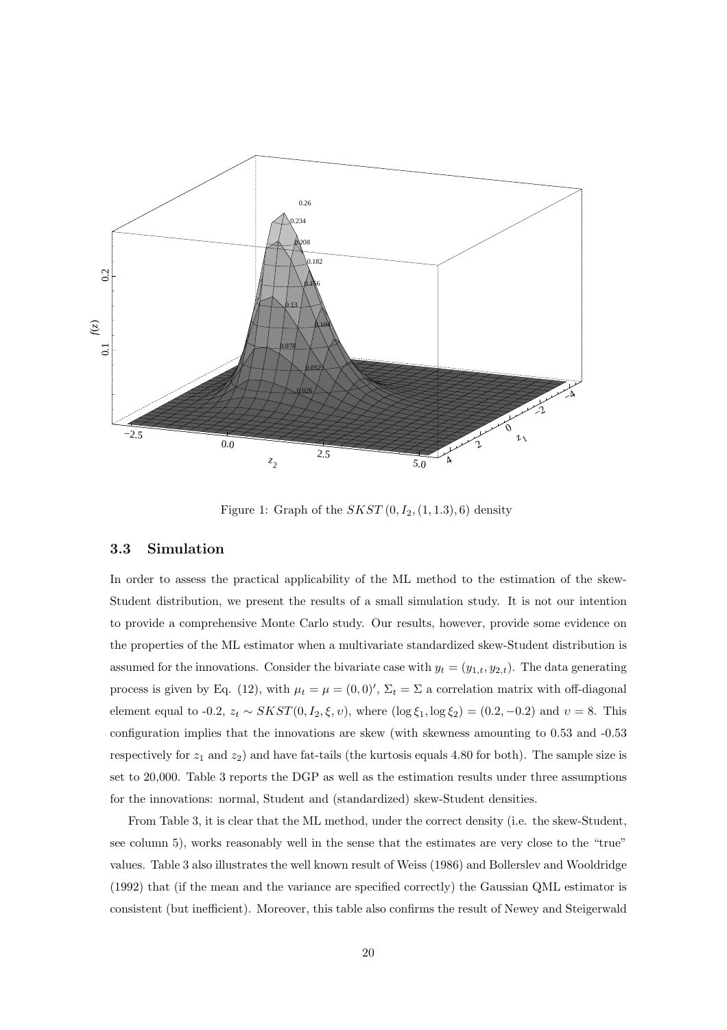Figure 1: Graph of the $SKST\,(0, I_2, (1, 1.3), 6)$ density

### 3.3 Simulation

In order to assess the practical applicability of the ML method to the estimation of the skew-Student distribution, we present the results of a small simulation study. It is not our intention to provide a comprehensive Monte Carlo study. Our results, however, provide some evidence on the properties of the ML estimator when a multivariate standardized skew-Student distribution is assumed for the innovations. Consider the bivariate case with $y_t = (y_{1,t}, y_{2,t})$. The data generating process is given by Eq. (12), with $\mu_t = \mu = (0, 0)'$, $\Sigma_t = \Sigma$ a correlation matrix with off-diagonal element equal to -0.2, $z_t \sim SKST(0, I_2, \xi, \upsilon)$, where $(\log \xi_1, \log \xi_2) = (0.2, -0.2)$ and $\upsilon = 8$. This configuration implies that the innovations are skew (with skewness amounting to 0.53 and -0.53 respectively for $z_1$ and $z_2$) and have fat-tails (the kurtosis equals 4.80 for both). The sample size is set to 20,000. Table 3 reports the DGP as well as the estimation results under three assumptions for the innovations: normal, Student and (standardized) skew-Student densities.

From Table 3, it is clear that the ML method, under the correct density (i.e. the skew-Student, see column 5), works reasonably well in the sense that the estimates are very close to the "true" values. Table 3 also illustrates the well known result of Weiss (1986) and Bollerslev and Wooldridge (1992) that (if the mean and the variance are specified correctly) the Gaussian QML estimator is consistent (but inefficient). Moreover, this table also confirms the result of Newey and Steigerwald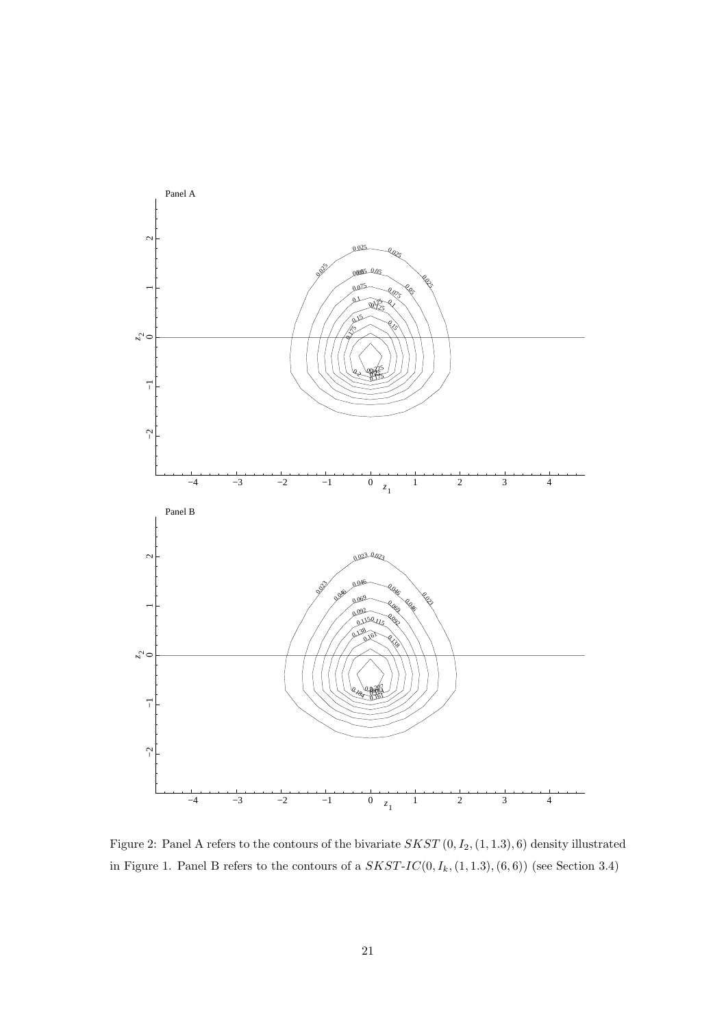Figure 2: Panel A refers to the contours of the bivariate $SKST\,(0, I_2, (1, 1.3), 6)$ density illustrated in Figure 1. Panel B refers to the contours of a $SKST\text{-}IC(0, I_k, (1, 1.3), (6, 6))$ (see Section 3.4)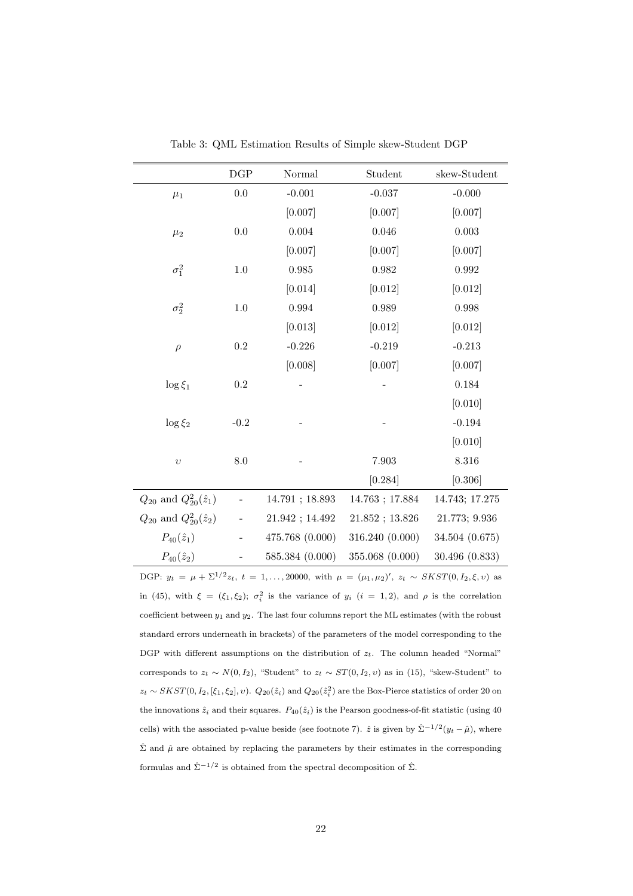Table 3: QML Estimation Results of Simple skew-Student DGP

| | DGP | Normal | Student | skew-Student |
|---|---|---|---|---|
| $\mu_1$ | 0.0 | -0.001 | -0.037 | -0.000 |
| | | [0.007] | [0.007] | [0.007] |
| $\mu_2$ | 0.0 | 0.004 | 0.046 | 0.003 |
| | | [0.007] | [0.007] | [0.007] |
| $\sigma_1^2$ | 1.0 | 0.985 | 0.982 | 0.992 |
| | | [0.014] | [0.012] | [0.012] |
| $\sigma_2^2$ | 1.0 | 0.994 | 0.989 | 0.998 |
| | | [0.013] | [0.012] | [0.012] |
| $\rho$ | 0.2 | -0.226 | -0.219 | -0.213 |
| | | [0.008] | [0.007] | [0.007] |
| $\log \xi_1$ | 0.2 | - | - | 0.184 |
| | | | | [0.010] |
| $\log \xi_2$ | -0.2 | - | - | -0.194 |
| | | | | [0.010] |
| $\upsilon$ | 8.0 | - | 7.903 | 8.316 |
| | | | [0.284] | [0.306] |
| $Q_{20}$ and $Q_{20}^2(\hat{z}_1)$ | - | 14.791 ; 18.893 | 14.763 ; 17.884 | 14.743; 17.275 |
| $Q_{20}$ and $Q_{20}^2(\hat{z}_2)$ | - | 21.942 ; 14.492 | 21.852 ; 13.826 | 21.773; 9.936 |
| $P_{40}(\hat{z}_1)$ | - | 475.768 (0.000) | 316.240 (0.000) | 34.504 (0.675) |
| $P_{40}(\hat{z}_2)$ | - | 585.384 (0.000) | 355.068 (0.000) | 30.496 (0.833) |

DGP: $y_t = \mu + \Sigma^{1/2} z_t$, $t = 1, \ldots, 20000$, with $\mu = (\mu_1, \mu_2)'$, $z_t \sim SKST(0, I_2, \xi, \upsilon)$ as in (45), with $\xi = (\xi_1, \xi_2)$; $\sigma_i^2$ is the variance of $y_i$ ($i = 1, 2$), and $\rho$ is the correlation coefficient between $y_1$ and $y_2$. The last four columns report the ML estimates (with the robust standard errors underneath in brackets) of the parameters of the model corresponding to the DGP with different assumptions on the distribution of $z_t$. The column headed "Normal" corresponds to $z_t \sim N(0, I_2)$, "Student" to $z_t \sim ST(0, I_2, \upsilon)$ as in (15), "skew-Student" to $z_t \sim SKST(0, I_2, [\xi_1, \xi_2], \upsilon)$. $Q_{20}(\hat{z}_i)$ and $Q_{20}(\hat{z}_i^2)$ are the Box-Pierce statistics of order 20 on the innovations $\hat{z}_i$ and their squares. $P_{40}(\hat{z}_i)$ is the Pearson goodness-of-fit statistic (using 40 cells) with the associated p-value beside (see footnote 7). $\hat{z}$ is given by $\hat{\Sigma}^{-1/2}(y_t - \hat{\mu})$, where $\hat{\Sigma}$ and $\hat{\mu}$ are obtained by replacing the parameters by their estimates in the corresponding formulas and $\hat{\Sigma}^{-1/2}$ is obtained from the spectral decomposition of $\hat{\Sigma}$.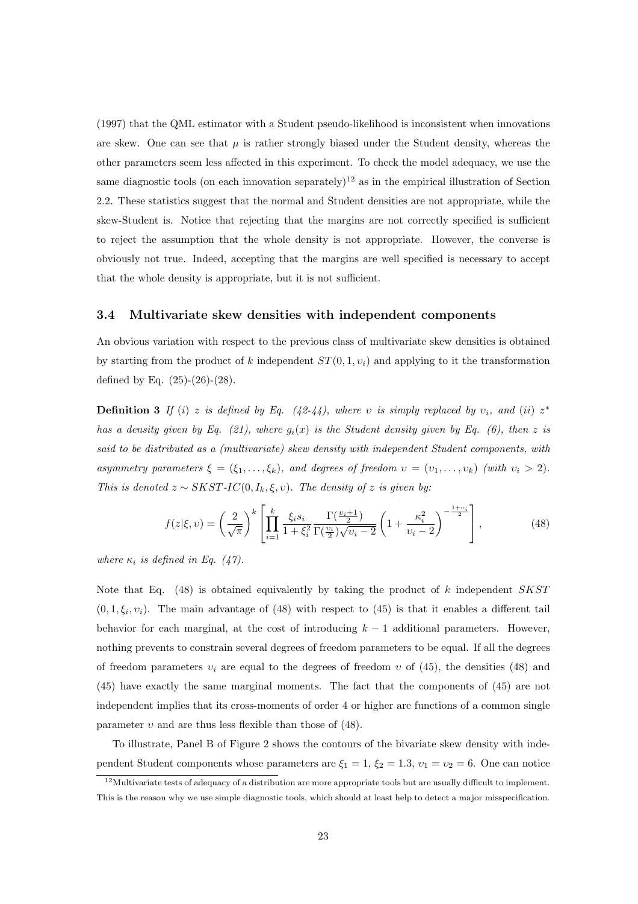(1997) that the QML estimator with a Student pseudo-likelihood is inconsistent when innovations are skew. One can see that $\mu$ is rather strongly biased under the Student density, whereas the other parameters seem less affected in this experiment. To check the model adequacy, we use the same diagnostic tools (on each innovation separately)[12] as in the empirical illustration of Section 2.2. These statistics suggest that the normal and Student densities are not appropriate, while the skew-Student is. Notice that rejecting that the margins are not correctly specified is sufficient to reject the assumption that the whole density is not appropriate. However, the converse is obviously not true. Indeed, accepting that the margins are well specified is necessary to accept that the whole density is appropriate, but it is not sufficient.

### 3.4 Multivariate skew densities with independent components

An obvious variation with respect to the previous class of multivariate skew densities is obtained by starting from the product of $k$ independent $ST(0, 1, \upsilon_i)$ and applying to it the transformation defined by Eq. (25)-(26)-(28).

**Definition 3** *If (i) $z$ is defined by Eq. (42-44), where $\upsilon$ is simply replaced by $\upsilon_i$, and (ii) $z^*$ has a density given by Eq. (21), where $g_i(x)$ is the Student density given by Eq. (6), then $z$ is said to be distributed as a (multivariate) skew density with independent Student components, with asymmetry parameters $\xi = (\xi_1, \ldots, \xi_k)$, and degrees of freedom $\upsilon = (\upsilon_1, \ldots, \upsilon_k)$ (with $\upsilon_i > 2$). This is denoted $z \sim SKST\text{-}IC(0, I_k, \xi, \upsilon)$. The density of $z$ is given by:*

$$f(z|\xi, \upsilon) = \left(\frac{2}{\sqrt{\pi}}\right)^k \left[\prod_{i=1}^{k} \frac{\xi_i s_i}{1+\xi_i^2} \frac{\Gamma(\frac{\upsilon_i+1}{2})}{\Gamma(\frac{\upsilon_i}{2})\sqrt{\upsilon_i - 2}} \left(1 + \frac{\kappa_i^2}{\upsilon_i - 2}\right)^{-\frac{1+\upsilon_i}{2}}\right], \tag{48}$$

*where $\kappa_i$ is defined in Eq. (47).*

Note that Eq. (48) is obtained equivalently by taking the product of $k$ independent $SKST$ $(0, 1, \xi_i, \upsilon_i)$. The main advantage of (48) with respect to (45) is that it enables a different tail behavior for each marginal, at the cost of introducing $k-1$ additional parameters. However, nothing prevents to constrain several degrees of freedom parameters to be equal. If all the degrees of freedom parameters $\upsilon_i$ are equal to the degrees of freedom $\upsilon$ of (45), the densities (48) and (45) have exactly the same marginal moments. The fact that the components of (45) are not independent implies that its cross-moments of order 4 or higher are functions of a common single parameter $\upsilon$ and are thus less flexible than those of (48).

To illustrate, Panel B of Figure 2 shows the contours of the bivariate skew density with independent Student components whose parameters are $\xi_1 = 1$, $\xi_2 = 1.3$, $\upsilon_1 = \upsilon_2 = 6$. One can notice

[12] Multivariate tests of adequacy of a distribution are more appropriate tools but are usually difficult to implement. This is the reason why we use simple diagnostic tools, which should at least help to detect a major misspecification.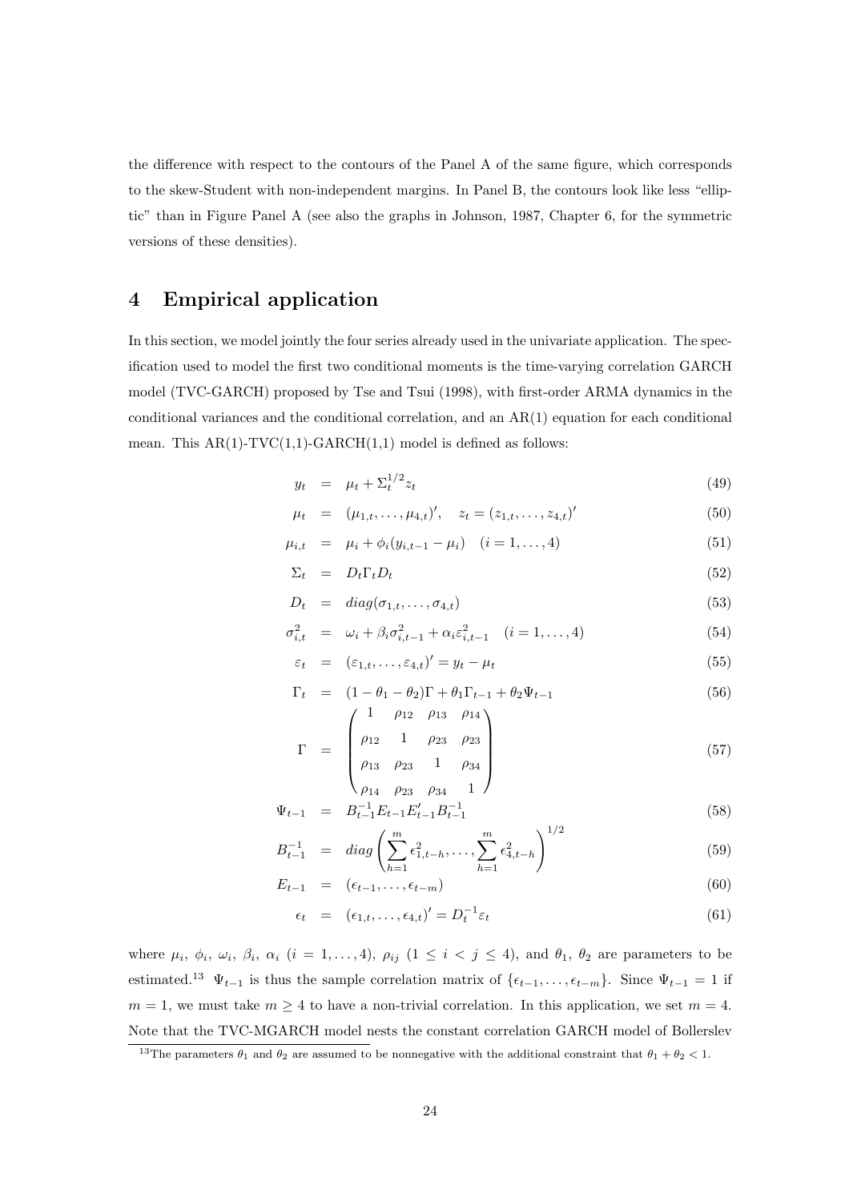the difference with respect to the contours of the Panel A of the same figure, which corresponds to the skew-Student with non-independent margins. In Panel B, the contours look like less "elliptic" than in Figure Panel A (see also the graphs in Johnson, 1987, Chapter 6, for the symmetric versions of these densities).

# 4 Empirical application

In this section, we model jointly the four series already used in the univariate application. The specification used to model the first two conditional moments is the time-varying correlation GARCH model (TVC-GARCH) proposed by Tse and Tsui (1998), with first-order ARMA dynamics in the conditional variances and the conditional correlation, and an AR(1) equation for each conditional mean. This AR(1)-TVC(1,1)-GARCH(1,1) model is defined as follows:

$$y_t = \mu_t + \Sigma_t^{1/2} z_t \tag{49}$$

$$\mu_t = (\mu_{1,t}, \ldots, \mu_{4,t})', \quad z_t = (z_{1,t}, \ldots, z_{4,t})' \tag{50}$$

$$\mu_{i,t} = \mu_i + \phi_i (y_{i,t-1} - \mu_i) \quad (i = 1, \ldots, 4) \tag{51}$$

$$\Sigma_t = D_t \Gamma_t D_t \tag{52}$$

$$D_t = diag(\sigma_{1,t}, \ldots, \sigma_{4,t}) \tag{53}$$

$$\sigma_{i,t}^2 = \omega_i + \beta_i \sigma_{i,t-1}^2 + \alpha_i \varepsilon_{i,t-1}^2 \quad (i = 1, \ldots, 4) \tag{54}$$

$$\varepsilon_t = (\varepsilon_{1,t}, \ldots, \varepsilon_{4,t})' = y_t - \mu_t \tag{55}$$

$$\Gamma_t = (1 - \theta_1 - \theta_2)\Gamma + \theta_1 \Gamma_{t-1} + \theta_2 \Psi_{t-1} \tag{56}$$

$$\Gamma = \begin{pmatrix} 1 & \rho_{12} & \rho_{13} & \rho_{14} \\ \rho_{12} & 1 & \rho_{23} & \rho_{23} \\ \rho_{13} & \rho_{23} & 1 & \rho_{34} \\ \rho_{14} & \rho_{23} & \rho_{34} & 1 \end{pmatrix} \tag{57}$$

$$\Psi_{t-1} = B_{t-1}^{-1} E_{t-1} E_{t-1}' B_{t-1}^{-1} \tag{58}$$

$$B_{t-1}^{-1} = diag\left(\sum_{h=1}^{m} \epsilon_{1,t-h}^2, \ldots, \sum_{h=1}^{m} \epsilon_{4,t-h}^2\right)^{1/2} \tag{59}$$

$$E_{t-1} = (\epsilon_{t-1}, \ldots, \epsilon_{t-m}) \tag{60}$$

$$\epsilon_t = (\epsilon_{1,t}, \ldots, \epsilon_{4,t})' = D_t^{-1} \varepsilon_t \tag{61}$$

where $\mu_i$, $\phi_i$, $\omega_i$, $\beta_i$, $\alpha_i$ $(i = 1, \ldots, 4)$, $\rho_{ij}$ $(1 \leq i < j \leq 4)$, and $\theta_1$, $\theta_2$ are parameters to be estimated.[13] $\Psi_{t-1}$ is thus the sample correlation matrix of $\{\epsilon_{t-1}, \ldots, \epsilon_{t-m}\}$. Since $\Psi_{t-1} = 1$ if $m = 1$, we must take $m \geq 4$ to have a non-trivial correlation. In this application, we set $m = 4$. Note that the TVC-MGARCH model nests the constant correlation GARCH model of Bollerslev

[13] The parameters $\theta_1$ and $\theta_2$ are assumed to be nonnegative with the additional constraint that $\theta_1 + \theta_2 < 1$.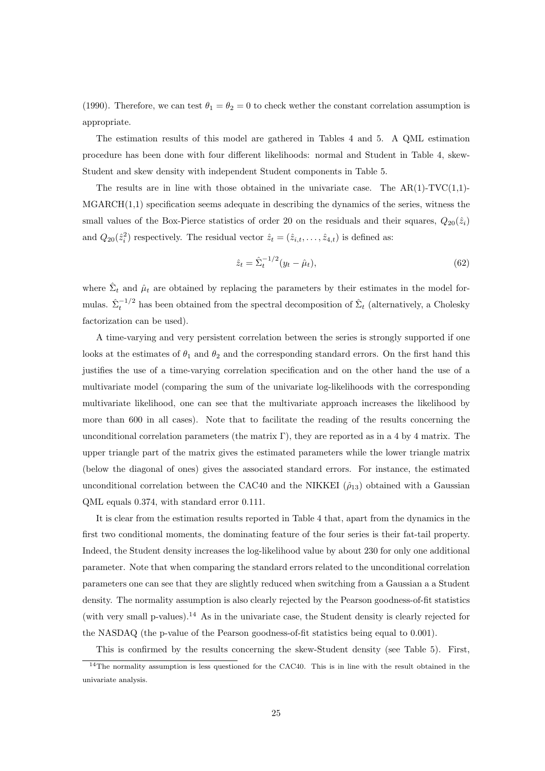(1990). Therefore, we can test $\theta_1 = \theta_2 = 0$ to check wether the constant correlation assumption is appropriate.

The estimation results of this model are gathered in Tables 4 and 5. A QML estimation procedure has been done with four different likelihoods: normal and Student in Table 4, skew-Student and skew density with independent Student components in Table 5.

The results are in line with those obtained in the univariate case. The AR(1)-TVC(1,1)-MGARCH(1,1) specification seems adequate in describing the dynamics of the series, witness the small values of the Box-Pierce statistics of order 20 on the residuals and their squares, $Q_{20}(\hat{z}_i)$ and $Q_{20}(\hat{z}_i^2)$ respectively. The residual vector $\hat{z}_t = (\hat{z}_{i,t}, \ldots, \hat{z}_{4,t})$ is defined as:

$$\hat{z}_t = \hat{\Sigma}_t^{-1/2}(y_t - \hat{\mu}_t), \tag{62}$$

where $\hat{\Sigma}_t$ and $\hat{\mu}_t$ are obtained by replacing the parameters by their estimates in the model formulas. $\hat{\Sigma}_t^{-1/2}$ has been obtained from the spectral decomposition of $\hat{\Sigma}_t$ (alternatively, a Cholesky factorization can be used).

A time-varying and very persistent correlation between the series is strongly supported if one looks at the estimates of $\theta_1$ and $\theta_2$ and the corresponding standard errors. On the first hand this justifies the use of a time-varying correlation specification and on the other hand the use of a multivariate model (comparing the sum of the univariate log-likelihoods with the corresponding multivariate likelihood, one can see that the multivariate approach increases the likelihood by more than 600 in all cases). Note that to facilitate the reading of the results concerning the unconditional correlation parameters (the matrix $\Gamma$), they are reported as in a 4 by 4 matrix. The upper triangle part of the matrix gives the estimated parameters while the lower triangle matrix (below the diagonal of ones) gives the associated standard errors. For instance, the estimated unconditional correlation between the CAC40 and the NIKKEI ($\hat{\rho}_{13}$) obtained with a Gaussian QML equals 0.374, with standard error 0.111.

It is clear from the estimation results reported in Table 4 that, apart from the dynamics in the first two conditional moments, the dominating feature of the four series is their fat-tail property. Indeed, the Student density increases the log-likelihood value by about 230 for only one additional parameter. Note that when comparing the standard errors related to the unconditional correlation parameters one can see that they are slightly reduced when switching from a Gaussian a a Student density. The normality assumption is also clearly rejected by the Pearson goodness-of-fit statistics (with very small p-values).[14] As in the univariate case, the Student density is clearly rejected for the NASDAQ (the p-value of the Pearson goodness-of-fit statistics being equal to 0.001).

This is confirmed by the results concerning the skew-Student density (see Table 5). First,

[14] The normality assumption is less questioned for the CAC40. This is in line with the result obtained in the univariate analysis.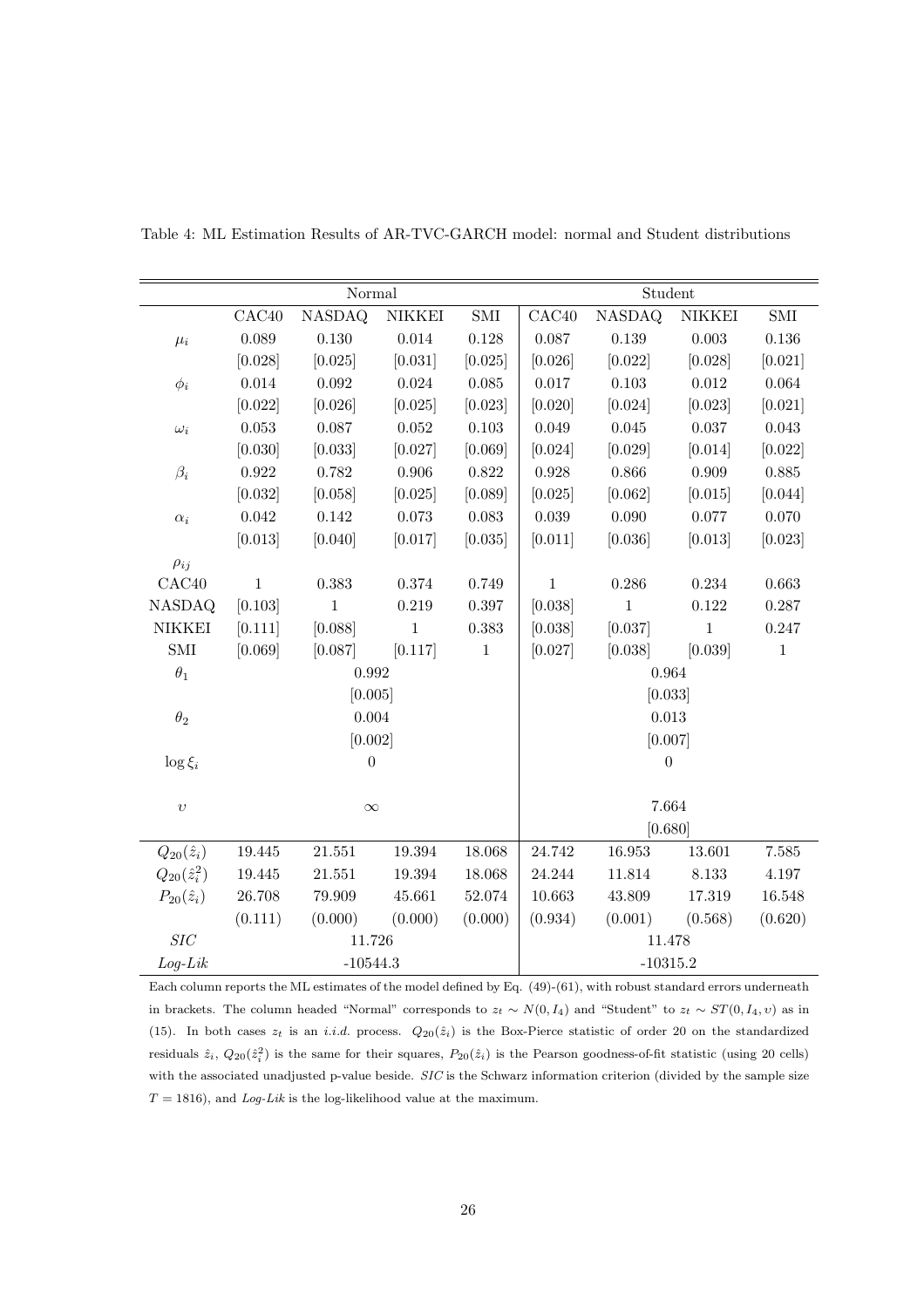Table 4: ML Estimation Results of AR-TVC-GARCH model: normal and Student distributions

| | Normal | | | | Student | | | |
|---|---|---|---|---|---|---|---|---|
| | CAC40 | NASDAQ | NIKKEI | SMI | CAC40 | NASDAQ | NIKKEI | SMI |
| $\mu_i$ | 0.089 | 0.130 | 0.014 | 0.128 | 0.087 | 0.139 | 0.003 | 0.136 |
| | [0.028] | [0.025] | [0.031] | [0.025] | [0.026] | [0.022] | [0.028] | [0.021] |
| $\phi_i$ | 0.014 | 0.092 | 0.024 | 0.085 | 0.017 | 0.103 | 0.012 | 0.064 |
| | [0.022] | [0.026] | [0.025] | [0.023] | [0.020] | [0.024] | [0.023] | [0.021] |
| $\omega_i$ | 0.053 | 0.087 | 0.052 | 0.103 | 0.049 | 0.045 | 0.037 | 0.043 |
| | [0.030] | [0.033] | [0.027] | [0.069] | [0.024] | [0.029] | [0.014] | [0.022] |
| $\beta_i$ | 0.922 | 0.782 | 0.906 | 0.822 | 0.928 | 0.866 | 0.909 | 0.885 |
| | [0.032] | [0.058] | [0.025] | [0.089] | [0.025] | [0.062] | [0.015] | [0.044] |
| $\alpha_i$ | 0.042 | 0.142 | 0.073 | 0.083 | 0.039 | 0.090 | 0.077 | 0.070 |
| | [0.013] | [0.040] | [0.017] | [0.035] | [0.011] | [0.036] | [0.013] | [0.023] |
| $\rho_{ij}$ | | | | | | | | |
| CAC40 | 1 | 0.383 | 0.374 | 0.749 | 1 | 0.286 | 0.234 | 0.663 |
| NASDAQ | [0.103] | 1 | 0.219 | 0.397 | [0.038] | 1 | 0.122 | 0.287 |
| NIKKEI | [0.111] | [0.088] | 1 | 0.383 | [0.038] | [0.037] | 1 | 0.247 |
| SMI | [0.069] | [0.087] | [0.117] | 1 | [0.027] | [0.038] | [0.039] | 1 |
| $\theta_1$ | 0.992 | | | | 0.964 | | | |
| | [0.005] | | | | [0.033] | | | |
| $\theta_2$ | 0.004 | | | | 0.013 | | | |
| | [0.002] | | | | [0.007] | | | |
| $\log \xi_i$ | 0 | | | | 0 | | | |
| $\upsilon$ | $\infty$ | | | | 7.664 | | | |
| | | | | | [0.680] | | | |
| $Q_{20}(\hat{z}_i)$ | 19.445 | 21.551 | 19.394 | 18.068 | 24.742 | 16.953 | 13.601 | 7.585 |
| $Q_{20}(\hat{z}_i^2)$ | 19.445 | 21.551 | 19.394 | 18.068 | 24.244 | 11.814 | 8.133 | 4.197 |
| $P_{20}(\hat{z}_i)$ | 26.708 | 79.909 | 45.661 | 52.074 | 10.663 | 43.809 | 17.319 | 16.548 |
| | (0.111) | (0.000) | (0.000) | (0.000) | (0.934) | (0.001) | (0.568) | (0.620) |
| *SIC* | 11.726 | | | | 11.478 | | | |
| *Log-Lik* | -10544.3 | | | | -10315.2 | | | |

Each column reports the ML estimates of the model defined by Eq. (49)-(61), with robust standard errors underneath in brackets. The column headed "Normal" corresponds to $z_t \sim N(0, I_4)$ and "Student" to $z_t \sim ST(0, I_4, \upsilon)$ as in (15). In both cases $z_t$ is an *i.i.d.* process. $Q_{20}(\hat{z}_i)$ is the Box-Pierce statistic of order 20 on the standardized residuals $\hat{z}_i$, $Q_{20}(\hat{z}_i^2)$ is the same for their squares, $P_{20}(\hat{z}_i)$ is the Pearson goodness-of-fit statistic (using 20 cells) with the associated unadjusted p-value beside. *SIC* is the Schwarz information criterion (divided by the sample size $T = 1816$), and *Log-Lik* is the log-likelihood value at the maximum.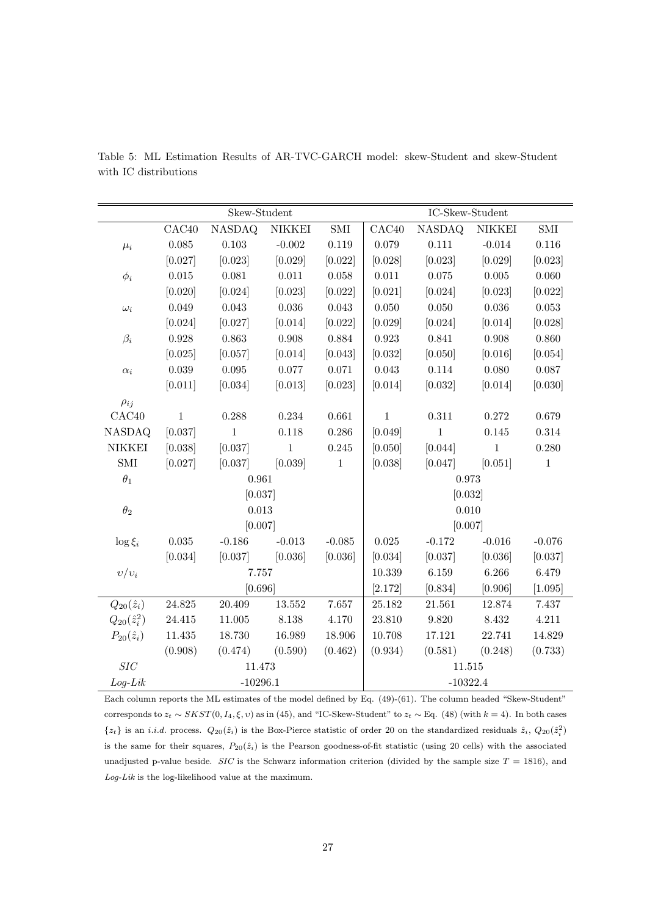Table 5: ML Estimation Results of AR-TVC-GARCH model: skew-Student and skew-Student with IC distributions

| | Skew-Student | | | | IC-Skew-Student | | | |
|---|---|---|---|---|---|---|---|---|
| | CAC40 | NASDAQ | NIKKEI | SMI | CAC40 | NASDAQ | NIKKEI | SMI |
| $\mu_i$ | 0.085 | 0.103 | -0.002 | 0.119 | 0.079 | 0.111 | -0.014 | 0.116 |
| | [0.027] | [0.023] | [0.029] | [0.022] | [0.028] | [0.023] | [0.029] | [0.023] |
| $\phi_i$ | 0.015 | 0.081 | 0.011 | 0.058 | 0.011 | 0.075 | 0.005 | 0.060 |
| | [0.020] | [0.024] | [0.023] | [0.022] | [0.021] | [0.024] | [0.023] | [0.022] |
| $\omega_i$ | 0.049 | 0.043 | 0.036 | 0.043 | 0.050 | 0.050 | 0.036 | 0.053 |
| | [0.024] | [0.027] | [0.014] | [0.022] | [0.029] | [0.024] | [0.014] | [0.028] |
| $\beta_i$ | 0.928 | 0.863 | 0.908 | 0.884 | 0.923 | 0.841 | 0.908 | 0.860 |
| | [0.025] | [0.057] | [0.014] | [0.043] | [0.032] | [0.050] | [0.016] | [0.054] |
| $\alpha_i$ | 0.039 | 0.095 | 0.077 | 0.071 | 0.043 | 0.114 | 0.080 | 0.087 |
| | [0.011] | [0.034] | [0.013] | [0.023] | [0.014] | [0.032] | [0.014] | [0.030] |
| $\rho_{ij}$ | | | | | | | | |
| CAC40 | 1 | 0.288 | 0.234 | 0.661 | 1 | 0.311 | 0.272 | 0.679 |
| NASDAQ | [0.037] | 1 | 0.118 | 0.286 | [0.049] | 1 | 0.145 | 0.314 |
| NIKKEI | [0.038] | [0.037] | 1 | 0.245 | [0.050] | [0.044] | 1 | 0.280 |
| SMI | [0.027] | [0.037] | [0.039] | 1 | [0.038] | [0.047] | [0.051] | 1 |
| $\theta_1$ | 0.961 | | | | 0.973 | | | |
| | [0.037] | | | | [0.032] | | | |
| $\theta_2$ | 0.013 | | | | 0.010 | | | |
| | [0.007] | | | | [0.007] | | | |
| $\log \xi_i$ | 0.035 | -0.186 | -0.013 | -0.085 | 0.025 | -0.172 | -0.016 | -0.076 |
| | [0.034] | [0.037] | [0.036] | [0.036] | [0.034] | [0.037] | [0.036] | [0.037] |
| $\upsilon/\upsilon_i$ | 7.757 | | | | 10.339 | 6.159 | 6.266 | 6.479 |
| | [0.696] | | | | [2.172] | [0.834] | [0.906] | [1.095] |
| $Q_{20}(\hat{z}_i)$ | 24.825 | 20.409 | 13.552 | 7.657 | 25.182 | 21.561 | 12.874 | 7.437 |
| $Q_{20}(\hat{z}_i^2)$ | 24.415 | 11.005 | 8.138 | 4.170 | 23.810 | 9.820 | 8.432 | 4.211 |
| $P_{20}(\hat{z}_i)$ | 11.435 | 18.730 | 16.989 | 18.906 | 10.708 | 17.121 | 22.741 | 14.829 |
| | (0.908) | (0.474) | (0.590) | (0.462) | (0.934) | (0.581) | (0.248) | (0.733) |
| *SIC* | 11.473 | | | | 11.515 | | | |
| *Log-Lik* | -10296.1 | | | | -10322.4 | | | |

Each column reports the ML estimates of the model defined by Eq. (49)-(61). The column headed "Skew-Student" corresponds to $z_t \sim SKST(0, I_4, \xi, \upsilon)$ as in (45), and "IC-Skew-Student" to $z_t \sim$ Eq. (48) (with $k = 4$). In both cases $\{z_t\}$ is an *i.i.d.* process. $Q_{20}(\hat{z}_i)$ is the Box-Pierce statistic of order 20 on the standardized residuals $\hat{z}_i$, $Q_{20}(\hat{z}_i^2)$ is the same for their squares, $P_{20}(\hat{z}_i)$ is the Pearson goodness-of-fit statistic (using 20 cells) with the associated unadjusted p-value beside. *SIC* is the Schwarz information criterion (divided by the sample size $T = 1816$), and *Log-Lik* is the log-likelihood value at the maximum.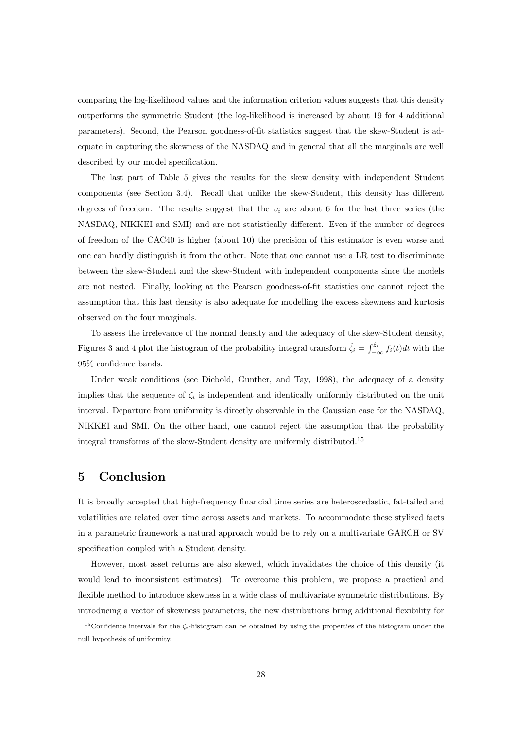comparing the log-likelihood values and the information criterion values suggests that this density outperforms the symmetric Student (the log-likelihood is increased by about 19 for 4 additional parameters). Second, the Pearson goodness-of-fit statistics suggest that the skew-Student is adequate in capturing the skewness of the NASDAQ and in general that all the marginals are well described by our model specification.

The last part of Table 5 gives the results for the skew density with independent Student components (see Section 3.4). Recall that unlike the skew-Student, this density has different degrees of freedom. The results suggest that the $v_i$ are about 6 for the last three series (the NASDAQ, NIKKEI and SMI) and are not statistically different. Even if the number of degrees of freedom of the CAC40 is higher (about 10) the precision of this estimator is even worse and one can hardly distinguish it from the other. Note that one cannot use a LR test to discriminate between the skew-Student and the skew-Student with independent components since the models are not nested. Finally, looking at the Pearson goodness-of-fit statistics one cannot reject the assumption that this last density is also adequate for modelling the excess skewness and kurtosis observed on the four marginals.

To assess the irrelevance of the normal density and the adequacy of the skew-Student density, Figures 3 and 4 plot the histogram of the probability integral transform $\hat{\zeta}_i = \int_{-\infty}^{\hat{z}_i} f_i(t)dt$ with the 95% confidence bands.

Under weak conditions (see Diebold, Gunther, and Tay, 1998), the adequacy of a density implies that the sequence of $\zeta_i$ is independent and identically uniformly distributed on the unit interval. Departure from uniformity is directly observable in the Gaussian case for the NASDAQ, NIKKEI and SMI. On the other hand, one cannot reject the assumption that the probability integral transforms of the skew-Student density are uniformly distributed.[15]

# 5 Conclusion

It is broadly accepted that high-frequency financial time series are heteroscedastic, fat-tailed and volatilities are related over time across assets and markets. To accommodate these stylized facts in a parametric framework a natural approach would be to rely on a multivariate GARCH or SV specification coupled with a Student density.

However, most asset returns are also skewed, which invalidates the choice of this density (it would lead to inconsistent estimates). To overcome this problem, we propose a practical and flexible method to introduce skewness in a wide class of multivariate symmetric distributions. By introducing a vector of skewness parameters, the new distributions bring additional flexibility for

[15] Confidence intervals for the $\zeta_i$-histogram can be obtained by using the properties of the histogram under the null hypothesis of uniformity.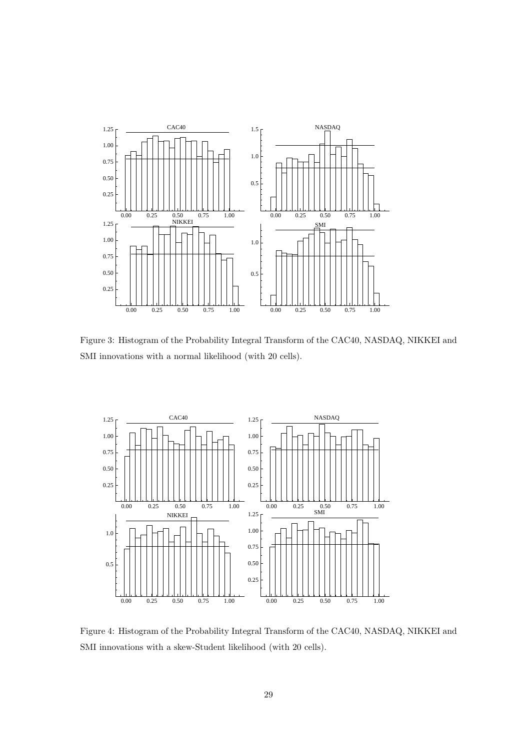Figure 3: Histogram of the Probability Integral Transform of the CAC40, NASDAQ, NIKKEI and SMI innovations with a normal likelihood (with 20 cells).

Figure 4: Histogram of the Probability Integral Transform of the CAC40, NASDAQ, NIKKEI and SMI innovations with a skew-Student likelihood (with 20 cells).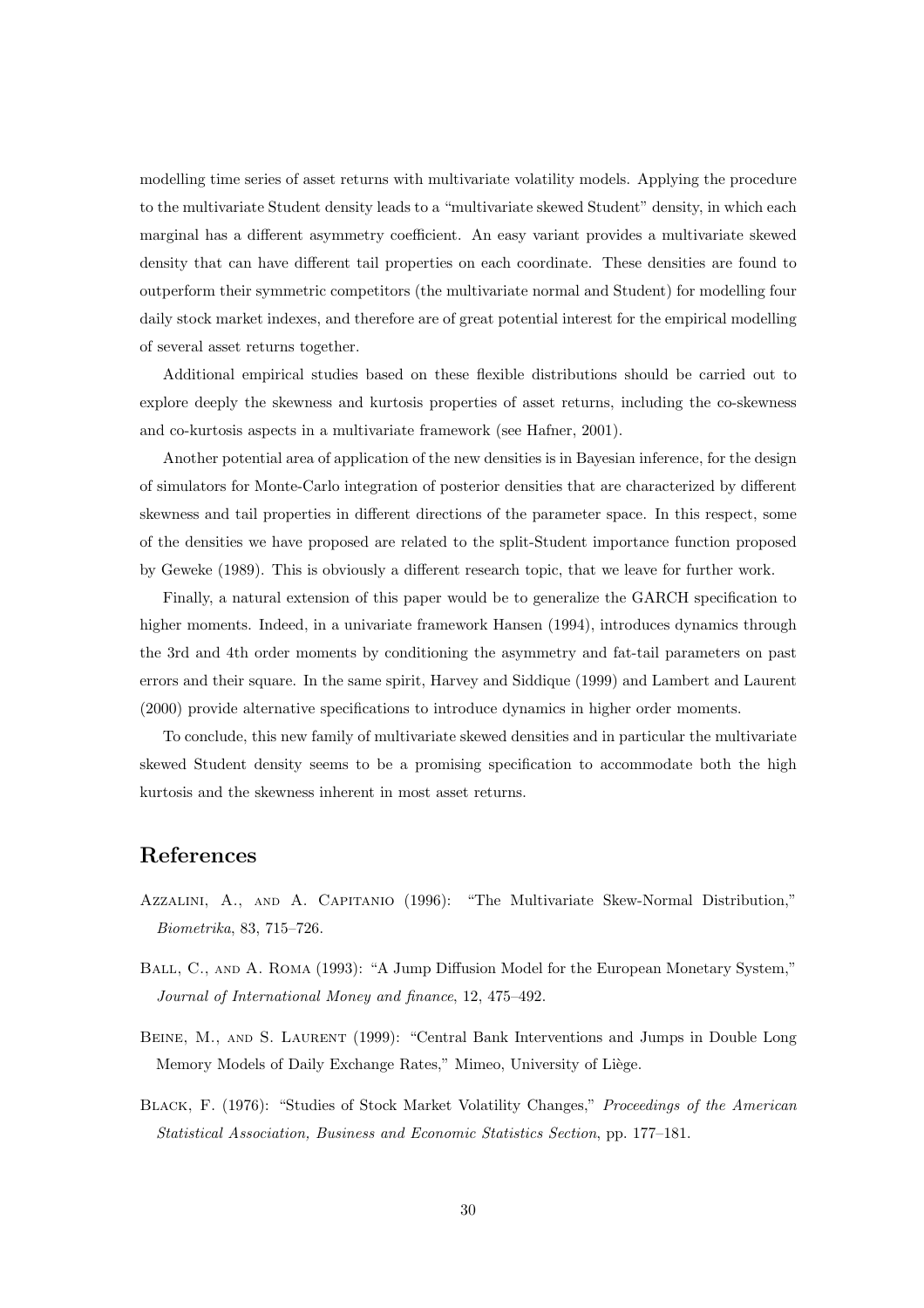modelling time series of asset returns with multivariate volatility models. Applying the procedure to the multivariate Student density leads to a "multivariate skewed Student" density, in which each marginal has a different asymmetry coefficient. An easy variant provides a multivariate skewed density that can have different tail properties on each coordinate. These densities are found to outperform their symmetric competitors (the multivariate normal and Student) for modelling four daily stock market indexes, and therefore are of great potential interest for the empirical modelling of several asset returns together.

Additional empirical studies based on these flexible distributions should be carried out to explore deeply the skewness and kurtosis properties of asset returns, including the co-skewness and co-kurtosis aspects in a multivariate framework (see Hafner, 2001).

Another potential area of application of the new densities is in Bayesian inference, for the design of simulators for Monte-Carlo integration of posterior densities that are characterized by different skewness and tail properties in different directions of the parameter space. In this respect, some of the densities we have proposed are related to the split-Student importance function proposed by Geweke (1989). This is obviously a different research topic, that we leave for further work.

Finally, a natural extension of this paper would be to generalize the GARCH specification to higher moments. Indeed, in a univariate framework Hansen (1994), introduces dynamics through the 3rd and 4th order moments by conditioning the asymmetry and fat-tail parameters on past errors and their square. In the same spirit, Harvey and Siddique (1999) and Lambert and Laurent (2000) provide alternative specifications to introduce dynamics in higher order moments.

To conclude, this new family of multivariate skewed densities and in particular the multivariate skewed Student density seems to be a promising specification to accommodate both the high kurtosis and the skewness inherent in most asset returns.

# References

Azzalini, A., and A. Capitanio (1996): "The Multivariate Skew-Normal Distribution," *Biometrika*, 83, 715–726.

Ball, C., and A. Roma (1993): "A Jump Diffusion Model for the European Monetary System," *Journal of International Money and finance*, 12, 475–492.

Beine, M., and S. Laurent (1999): "Central Bank Interventions and Jumps in Double Long Memory Models of Daily Exchange Rates," Mimeo, University of Liège.

Black, F. (1976): "Studies of Stock Market Volatility Changes," *Proceedings of the American Statistical Association, Business and Economic Statistics Section*, pp. 177–181.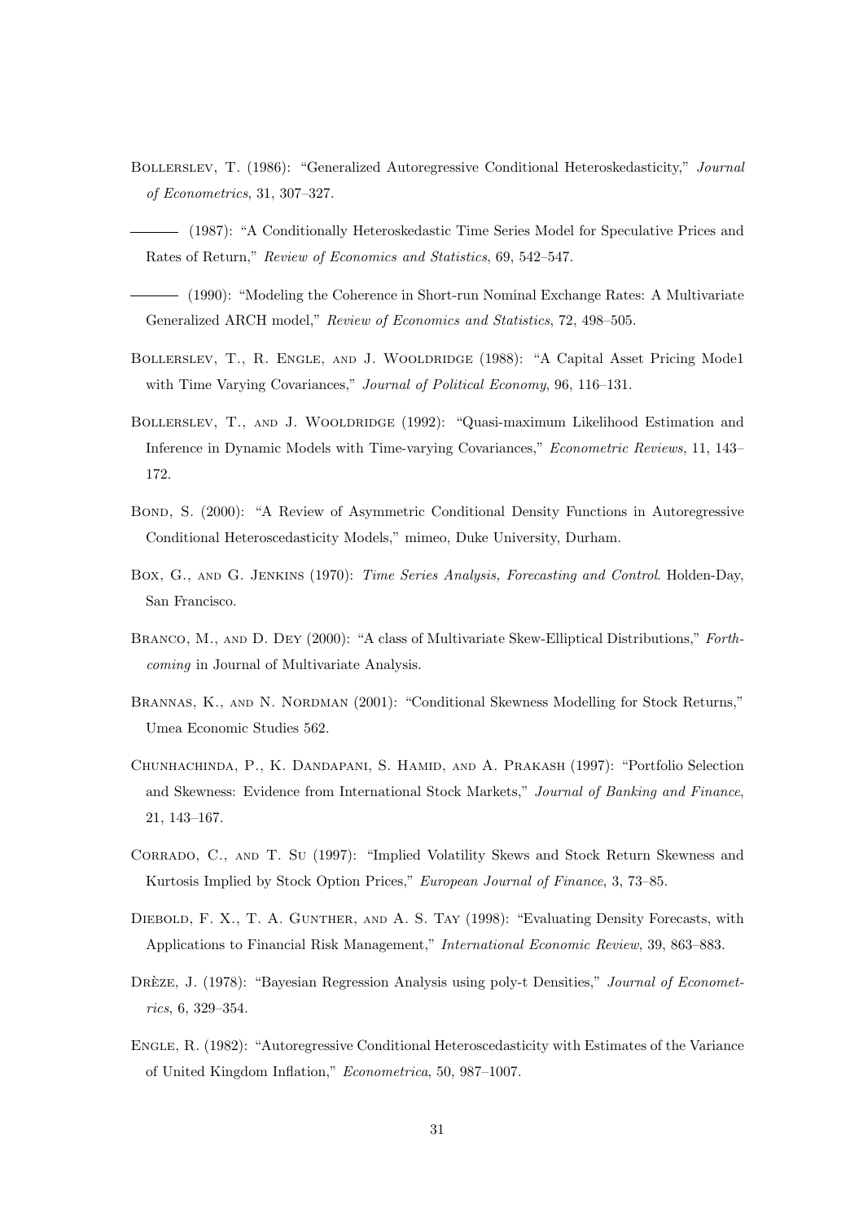Bollerslev, T. (1986): "Generalized Autoregressive Conditional Heteroskedasticity," *Journal of Econometrics*, 31, 307–327.

——— (1987): "A Conditionally Heteroskedastic Time Series Model for Speculative Prices and Rates of Return," *Review of Economics and Statistics*, 69, 542–547.

——— (1990): "Modeling the Coherence in Short-run Nominal Exchange Rates: A Multivariate Generalized ARCH model," *Review of Economics and Statistics*, 72, 498–505.

Bollerslev, T., R. Engle, and J. Wooldridge (1988): "A Capital Asset Pricing Mode1 with Time Varying Covariances," *Journal of Political Economy*, 96, 116–131.

Bollerslev, T., and J. Wooldridge (1992): "Quasi-maximum Likelihood Estimation and Inference in Dynamic Models with Time-varying Covariances," *Econometric Reviews*, 11, 143–172.

Bond, S. (2000): "A Review of Asymmetric Conditional Density Functions in Autoregressive Conditional Heteroscedasticity Models," mimeo, Duke University, Durham.

Box, G., and G. Jenkins (1970): *Time Series Analysis, Forecasting and Control*. Holden-Day, San Francisco.

Branco, M., and D. Dey (2000): "A class of Multivariate Skew-Elliptical Distributions," *Forthcoming* in Journal of Multivariate Analysis.

Brannas, K., and N. Nordman (2001): "Conditional Skewness Modelling for Stock Returns," Umea Economic Studies 562.

Chunhachinda, P., K. Dandapani, S. Hamid, and A. Prakash (1997): "Portfolio Selection and Skewness: Evidence from International Stock Markets," *Journal of Banking and Finance*, 21, 143–167.

Corrado, C., and T. Su (1997): "Implied Volatility Skews and Stock Return Skewness and Kurtosis Implied by Stock Option Prices," *European Journal of Finance*, 3, 73–85.

Diebold, F. X., T. A. Gunther, and A. S. Tay (1998): "Evaluating Density Forecasts, with Applications to Financial Risk Management," *International Economic Review*, 39, 863–883.

Drèze, J. (1978): "Bayesian Regression Analysis using poly-t Densities," *Journal of Econometrics*, 6, 329–354.

Engle, R. (1982): "Autoregressive Conditional Heteroscedasticity with Estimates of the Variance of United Kingdom Inflation," *Econometrica*, 50, 987–1007.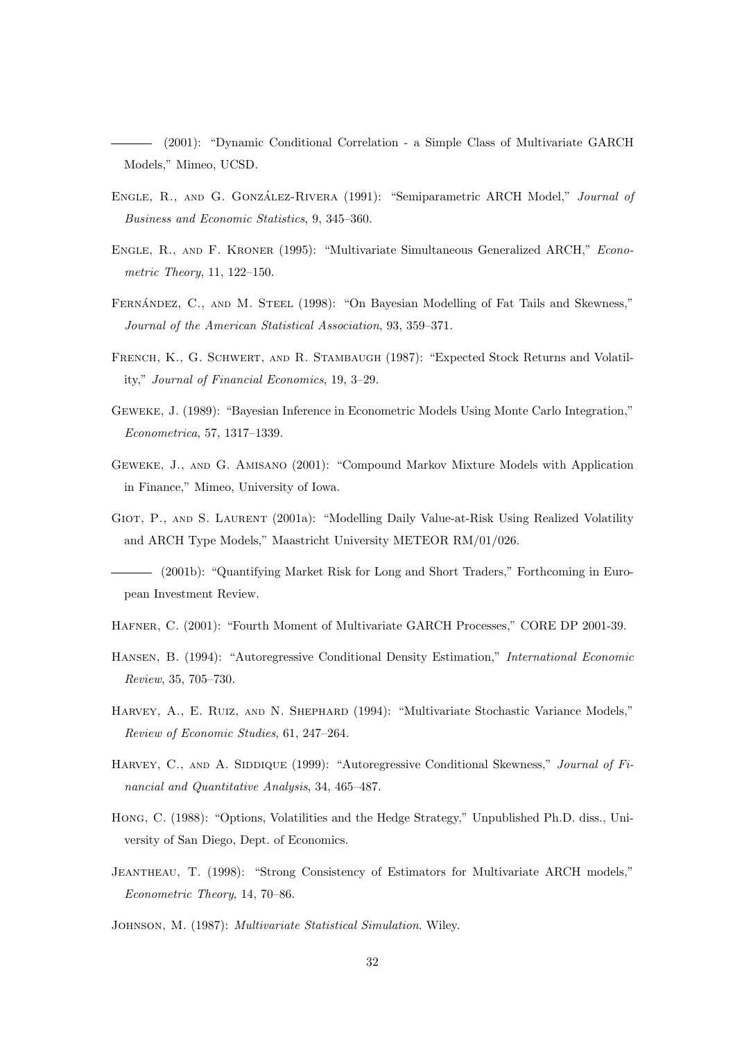——— (2001): "Dynamic Conditional Correlation - a Simple Class of Multivariate GARCH Models," Mimeo, UCSD.

Engle, R., and G. González-Rivera (1991): "Semiparametric ARCH Model," *Journal of Business and Economic Statistics*, 9, 345–360.

Engle, R., and F. Kroner (1995): "Multivariate Simultaneous Generalized ARCH," *Econometric Theory*, 11, 122–150.

Fernández, C., and M. Steel (1998): "On Bayesian Modelling of Fat Tails and Skewness," *Journal of the American Statistical Association*, 93, 359–371.

French, K., G. Schwert, and R. Stambaugh (1987): "Expected Stock Returns and Volatility," *Journal of Financial Economics*, 19, 3–29.

Geweke, J. (1989): "Bayesian Inference in Econometric Models Using Monte Carlo Integration," *Econometrica*, 57, 1317–1339.

Geweke, J., and G. Amisano (2001): "Compound Markov Mixture Models with Application in Finance," Mimeo, University of Iowa.

Giot, P., and S. Laurent (2001a): "Modelling Daily Value-at-Risk Using Realized Volatility and ARCH Type Models," Maastricht University METEOR RM/01/026.

——— (2001b): "Quantifying Market Risk for Long and Short Traders," Forthcoming in European Investment Review.

Hafner, C. (2001): "Fourth Moment of Multivariate GARCH Processes," CORE DP 2001-39.

Hansen, B. (1994): "Autoregressive Conditional Density Estimation," *International Economic Review*, 35, 705–730.

Harvey, A., E. Ruiz, and N. Shephard (1994): "Multivariate Stochastic Variance Models," *Review of Economic Studies*, 61, 247–264.

Harvey, C., and A. Siddique (1999): "Autoregressive Conditional Skewness," *Journal of Financial and Quantitative Analysis*, 34, 465–487.

Hong, C. (1988): "Options, Volatilities and the Hedge Strategy," Unpublished Ph.D. diss., University of San Diego, Dept. of Economics.

Jeantheau, T. (1998): "Strong Consistency of Estimators for Multivariate ARCH models," *Econometric Theory*, 14, 70–86.

Johnson, M. (1987): *Multivariate Statistical Simulation*. Wiley.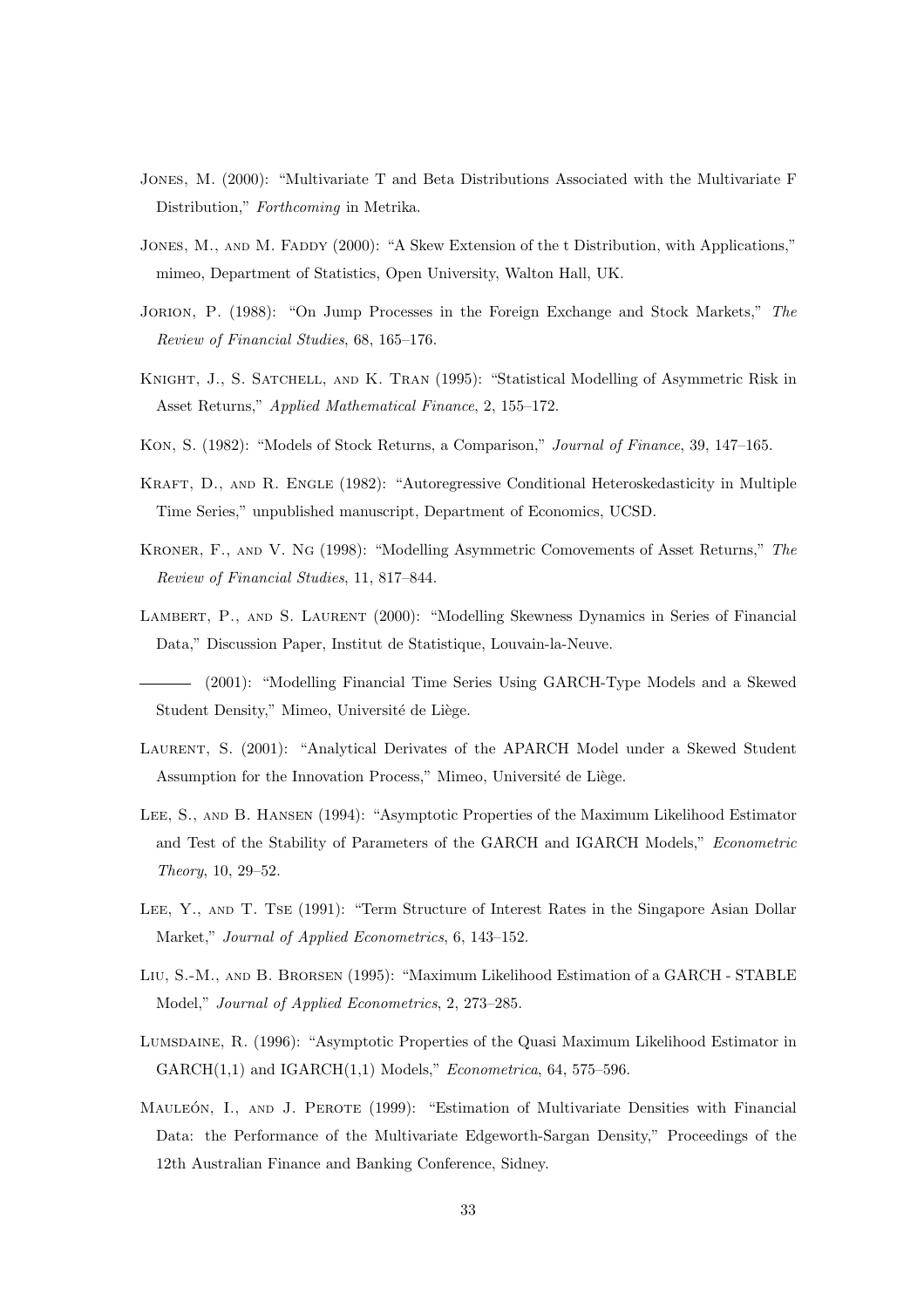Jones, M. (2000): "Multivariate T and Beta Distributions Associated with the Multivariate F Distribution," *Forthcoming* in Metrika.

Jones, M., and M. Faddy (2000): "A Skew Extension of the t Distribution, with Applications," mimeo, Department of Statistics, Open University, Walton Hall, UK.

Jorion, P. (1988): "On Jump Processes in the Foreign Exchange and Stock Markets," *The Review of Financial Studies*, 68, 165–176.

Knight, J., S. Satchell, and K. Tran (1995): "Statistical Modelling of Asymmetric Risk in Asset Returns," *Applied Mathematical Finance*, 2, 155–172.

Kon, S. (1982): "Models of Stock Returns, a Comparison," *Journal of Finance*, 39, 147–165.

Kraft, D., and R. Engle (1982): "Autoregressive Conditional Heteroskedasticity in Multiple Time Series," unpublished manuscript, Department of Economics, UCSD.

Kroner, F., and V. Ng (1998): "Modelling Asymmetric Comovements of Asset Returns," *The Review of Financial Studies*, 11, 817–844.

Lambert, P., and S. Laurent (2000): "Modelling Skewness Dynamics in Series of Financial Data," Discussion Paper, Institut de Statistique, Louvain-la-Neuve.

——— (2001): "Modelling Financial Time Series Using GARCH-Type Models and a Skewed Student Density," Mimeo, Université de Liège.

Laurent, S. (2001): "Analytical Derivates of the APARCH Model under a Skewed Student Assumption for the Innovation Process," Mimeo, Université de Liège.

Lee, S., and B. Hansen (1994): "Asymptotic Properties of the Maximum Likelihood Estimator and Test of the Stability of Parameters of the GARCH and IGARCH Models," *Econometric Theory*, 10, 29–52.

Lee, Y., and T. Tse (1991): "Term Structure of Interest Rates in the Singapore Asian Dollar Market," *Journal of Applied Econometrics*, 6, 143–152.

Liu, S.-M., and B. Brorsen (1995): "Maximum Likelihood Estimation of a GARCH - STABLE Model," *Journal of Applied Econometrics*, 2, 273–285.

Lumsdaine, R. (1996): "Asymptotic Properties of the Quasi Maximum Likelihood Estimator in GARCH(1,1) and IGARCH(1,1) Models," *Econometrica*, 64, 575–596.

Mauleón, I., and J. Perote (1999): "Estimation of Multivariate Densities with Financial Data: the Performance of the Multivariate Edgeworth-Sargan Density," Proceedings of the 12th Australian Finance and Banking Conference, Sidney.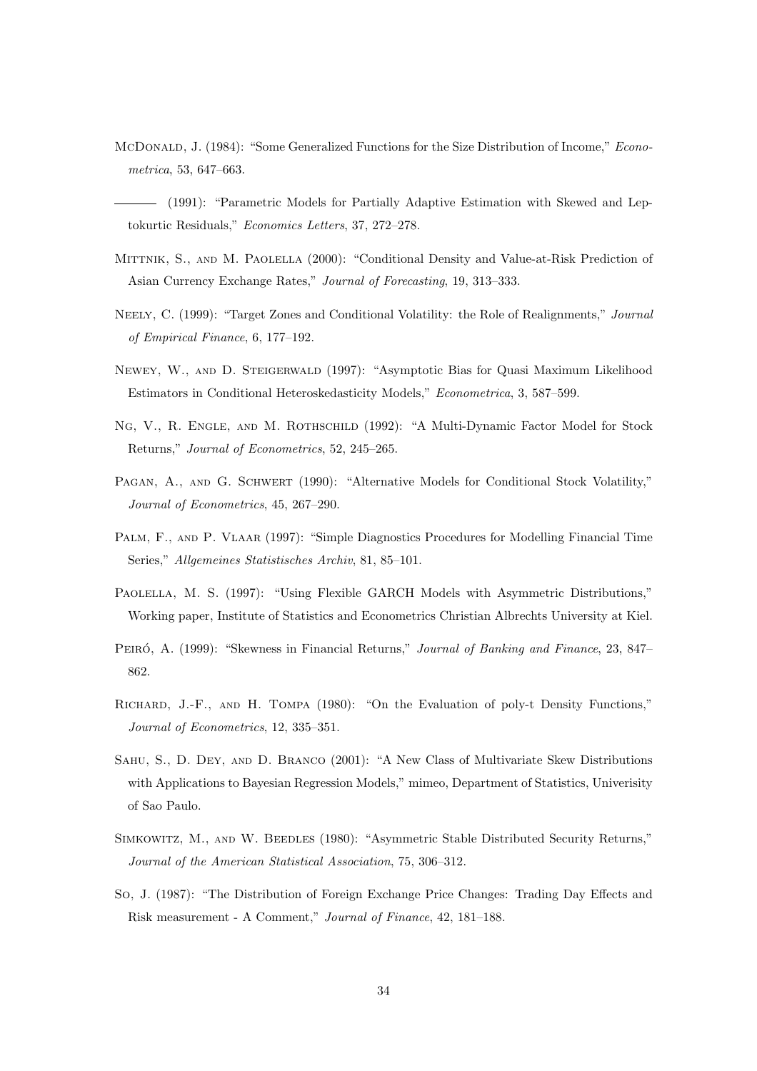McDonald, J. (1984): "Some Generalized Functions for the Size Distribution of Income," *Econometrica*, 53, 647–663.

——— (1991): "Parametric Models for Partially Adaptive Estimation with Skewed and Leptokurtic Residuals," *Economics Letters*, 37, 272–278.

Mittnik, S., and M. Paolella (2000): "Conditional Density and Value-at-Risk Prediction of Asian Currency Exchange Rates," *Journal of Forecasting*, 19, 313–333.

Neely, C. (1999): "Target Zones and Conditional Volatility: the Role of Realignments," *Journal of Empirical Finance*, 6, 177–192.

Newey, W., and D. Steigerwald (1997): "Asymptotic Bias for Quasi Maximum Likelihood Estimators in Conditional Heteroskedasticity Models," *Econometrica*, 3, 587–599.

Ng, V., R. Engle, and M. Rothschild (1992): "A Multi-Dynamic Factor Model for Stock Returns," *Journal of Econometrics*, 52, 245–265.

Pagan, A., and G. Schwert (1990): "Alternative Models for Conditional Stock Volatility," *Journal of Econometrics*, 45, 267–290.

Palm, F., and P. Vlaar (1997): "Simple Diagnostics Procedures for Modelling Financial Time Series," *Allgemeines Statistisches Archiv*, 81, 85–101.

Paolella, M. S. (1997): "Using Flexible GARCH Models with Asymmetric Distributions," Working paper, Institute of Statistics and Econometrics Christian Albrechts University at Kiel.

Peiró, A. (1999): "Skewness in Financial Returns," *Journal of Banking and Finance*, 23, 847–862.

Richard, J.-F., and H. Tompa (1980): "On the Evaluation of poly-t Density Functions," *Journal of Econometrics*, 12, 335–351.

Sahu, S., D. Dey, and D. Branco (2001): "A New Class of Multivariate Skew Distributions with Applications to Bayesian Regression Models," mimeo, Department of Statistics, Univerisity of Sao Paulo.

Simkowitz, M., and W. Beedles (1980): "Asymmetric Stable Distributed Security Returns," *Journal of the American Statistical Association*, 75, 306–312.

So, J. (1987): "The Distribution of Foreign Exchange Price Changes: Trading Day Effects and Risk measurement - A Comment," *Journal of Finance*, 42, 181–188.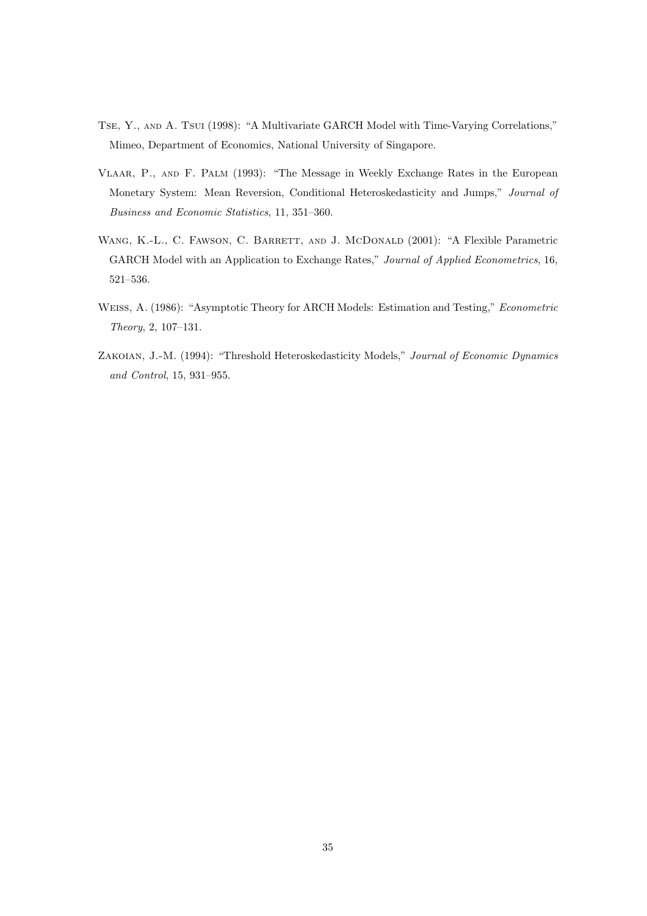Tse, Y., and A. Tsui (1998): "A Multivariate GARCH Model with Time-Varying Correlations," Mimeo, Department of Economics, National University of Singapore.

Vlaar, P., and F. Palm (1993): "The Message in Weekly Exchange Rates in the European Monetary System: Mean Reversion, Conditional Heteroskedasticity and Jumps," *Journal of Business and Economic Statistics*, 11, 351–360.

Wang, K.-L., C. Fawson, C. Barrett, and J. McDonald (2001): "A Flexible Parametric GARCH Model with an Application to Exchange Rates," *Journal of Applied Econometrics*, 16, 521–536.

Weiss, A. (1986): "Asymptotic Theory for ARCH Models: Estimation and Testing," *Econometric Theory*, 2, 107–131.

Zakoian, J.-M. (1994): "Threshold Heteroskedasticity Models," *Journal of Economic Dynamics and Control*, 15, 931–955.